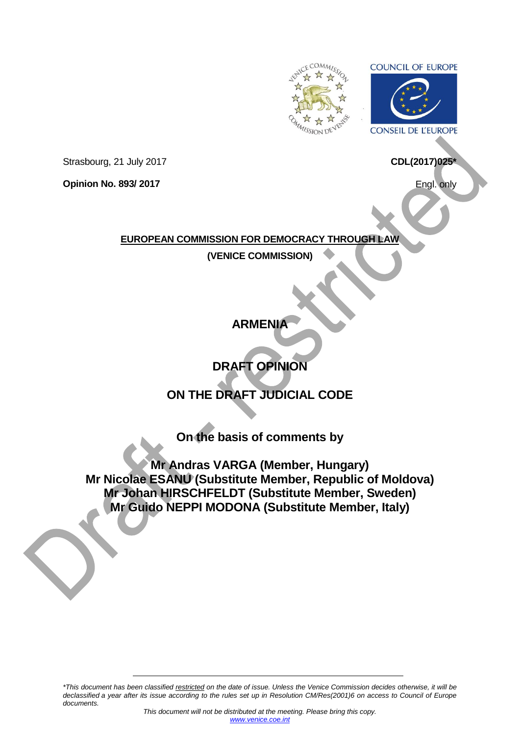Strasbourg, 21 July 2017

**CDL(2017)025***

**Opinion No. 893/ 2017**

Engl. only

**EUROPEAN COMMISSION FOR DEMOCRACY THROUGH LAW**

**(VENICE COMMISSION)**

# ARMENIA

# DRAFT OPINION

# ON THE DRAFT JUDICIAL CODE

**On the basis of comments by**

**Mr Andras VARGA (Member, Hungary)**
**Mr Nicolae ESANU (Substitute Member, Republic of Moldova)**
**Mr Johan HIRSCHFELDT (Substitute Member, Sweden)**
**Mr Guido NEPPI MODONA (Substitute Member, Italy)**

*\*This document has been classified restricted on the date of issue. Unless the Venice Commission decides otherwise, it will be declassified a year after its issue according to the rules set up in Resolution CM/Res(2001)6 on access to Council of Europe documents.*

*This document will not be distributed at the meeting. Please bring this copy.*
www.venice.coe.int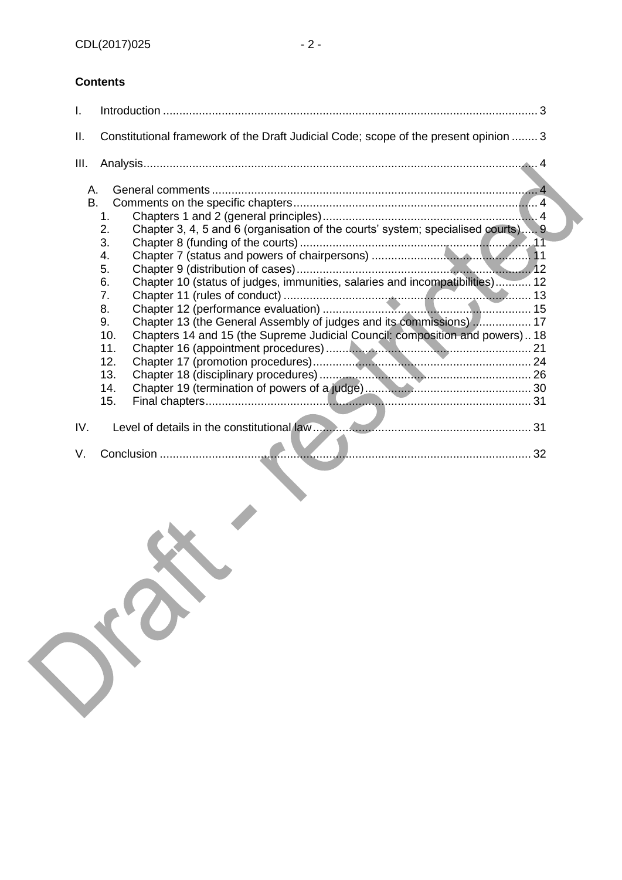**Contents**

I. Introduction ..................................................................................................................... 3

II. Constitutional framework of the Draft Judicial Code; scope of the present opinion ........ 3

III. Analysis ......................................................................................................................... 4

A. General comments ........................................................................................................ 4
B. Comments on the specific chapters ............................................................................... 4
1. Chapters 1 and 2 (general principles) .......................................................................... 4
2. Chapter 3, 4, 5 and 6 (organisation of the courts' system; specialised courts) ............ 9
3. Chapter 8 (funding of the courts) ................................................................................ 11
4. Chapter 7 (status and powers of chairpersons) ........................................................... 11
5. Chapter 9 (distribution of cases) ................................................................................. 12
6. Chapter 10 (status of judges, immunities, salaries and incompatibilities) ................... 12
7. Chapter 11 (rules of conduct) ...................................................................................... 13
8. Chapter 12 (performance evaluation) .......................................................................... 15
9. Chapter 13 (the General Assembly of judges and its commissions) ........................... 17
10. Chapters 14 and 15 (the Supreme Judicial Council: composition and powers) .. 18
11. Chapter 16 (appointment procedures) ........................................................................ 21
12. Chapter 17 (promotion procedures) ............................................................................ 24
13. Chapter 18 (disciplinary procedures) .......................................................................... 26
14. Chapter 19 (termination of powers of a judge) ............................................................ 30
15. Final chapters .............................................................................................................. 31

IV. Level of details in the constitutional law ....................................................................... 31

V. Conclusion ..................................................................................................................... 32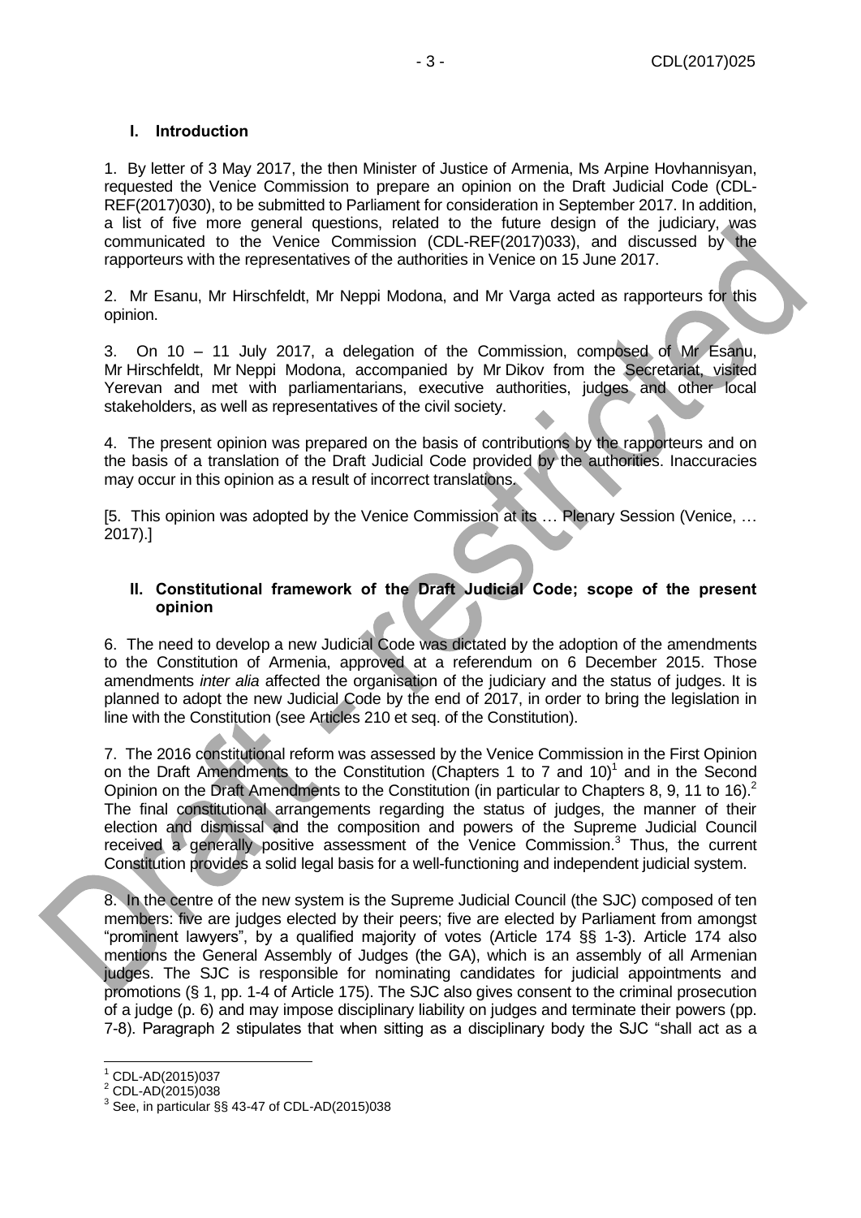## I. Introduction

1. By letter of 3 May 2017, the then Minister of Justice of Armenia, Ms Arpine Hovhannisyan, requested the Venice Commission to prepare an opinion on the Draft Judicial Code (CDL-REF(2017)030), to be submitted to Parliament for consideration in September 2017. In addition, a list of five more general questions, related to the future design of the judiciary, was communicated to the Venice Commission (CDL-REF(2017)033), and discussed by the rapporteurs with the representatives of the authorities in Venice on 15 June 2017.

2. Mr Esanu, Mr Hirschfeldt, Mr Neppi Modona, and Mr Varga acted as rapporteurs for this opinion.

3. On 10 – 11 July 2017, a delegation of the Commission, composed of Mr Esanu, Mr Hirschfeldt, Mr Neppi Modona, accompanied by Mr Dikov from the Secretariat, visited Yerevan and met with parliamentarians, executive authorities, judges and other local stakeholders, as well as representatives of the civil society.

4. The present opinion was prepared on the basis of contributions by the rapporteurs and on the basis of a translation of the Draft Judicial Code provided by the authorities. Inaccuracies may occur in this opinion as a result of incorrect translations.

[5. This opinion was adopted by the Venice Commission at its … Plenary Session (Venice, … 2017).]

## II. Constitutional framework of the Draft Judicial Code; scope of the present opinion

6. The need to develop a new Judicial Code was dictated by the adoption of the amendments to the Constitution of Armenia, approved at a referendum on 6 December 2015. Those amendments *inter alia* affected the organisation of the judiciary and the status of judges. It is planned to adopt the new Judicial Code by the end of 2017, in order to bring the legislation in line with the Constitution (see Articles 210 et seq. of the Constitution).

7. The 2016 constitutional reform was assessed by the Venice Commission in the First Opinion on the Draft Amendments to the Constitution (Chapters 1 to 7 and 10)[1] and in the Second Opinion on the Draft Amendments to the Constitution (in particular to Chapters 8, 9, 11 to 16).[2] The final constitutional arrangements regarding the status of judges, the manner of their election and dismissal and the composition and powers of the Supreme Judicial Council received a generally positive assessment of the Venice Commission.[3] Thus, the current Constitution provides a solid legal basis for a well-functioning and independent judicial system.

8. In the centre of the new system is the Supreme Judicial Council (the SJC) composed of ten members: five are judges elected by their peers; five are elected by Parliament from amongst "prominent lawyers", by a qualified majority of votes (Article 174 §§ 1-3). Article 174 also mentions the General Assembly of Judges (the GA), which is an assembly of all Armenian judges. The SJC is responsible for nominating candidates for judicial appointments and promotions (§ 1, pp. 1-4 of Article 175). The SJC also gives consent to the criminal prosecution of a judge (p. 6) and may impose disciplinary liability on judges and terminate their powers (pp. 7-8). Paragraph 2 stipulates that when sitting as a disciplinary body the SJC "shall act as a

[1] CDL-AD(2015)037

[2] CDL-AD(2015)038

[3] See, in particular §§ 43-47 of CDL-AD(2015)038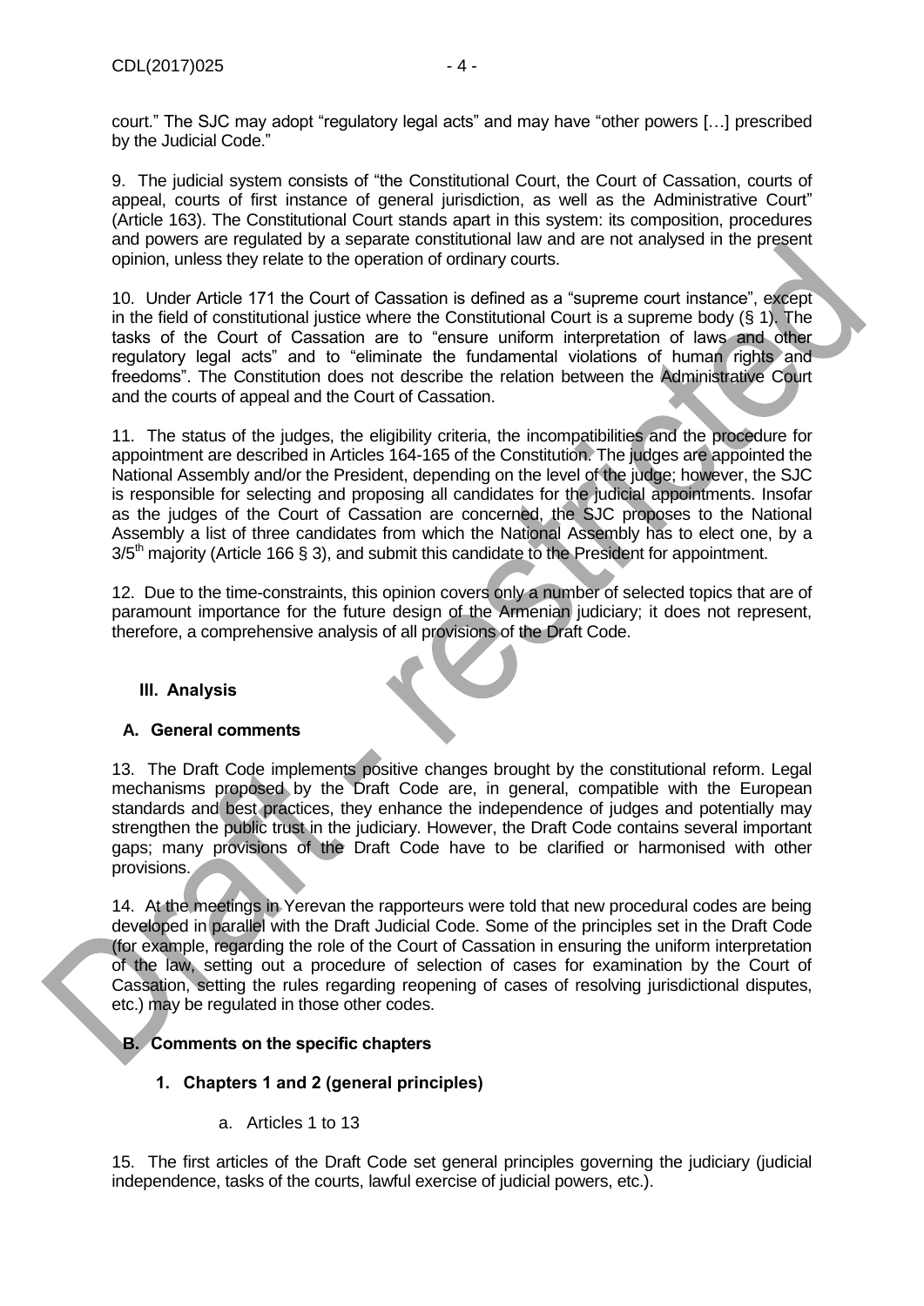court." The SJC may adopt "regulatory legal acts" and may have "other powers […] prescribed by the Judicial Code."

9. The judicial system consists of "the Constitutional Court, the Court of Cassation, courts of appeal, courts of first instance of general jurisdiction, as well as the Administrative Court" (Article 163). The Constitutional Court stands apart in this system: its composition, procedures and powers are regulated by a separate constitutional law and are not analysed in the present opinion, unless they relate to the operation of ordinary courts.

10. Under Article 171 the Court of Cassation is defined as a "supreme court instance", except in the field of constitutional justice where the Constitutional Court is a supreme body (§ 1). The tasks of the Court of Cassation are to "ensure uniform interpretation of laws and other regulatory legal acts" and to "eliminate the fundamental violations of human rights and freedoms". The Constitution does not describe the relation between the Administrative Court and the courts of appeal and the Court of Cassation.

11. The status of the judges, the eligibility criteria, the incompatibilities and the procedure for appointment are described in Articles 164-165 of the Constitution. The judges are appointed the National Assembly and/or the President, depending on the level of the judge; however, the SJC is responsible for selecting and proposing all candidates for the judicial appointments. Insofar as the judges of the Court of Cassation are concerned, the SJC proposes to the National Assembly a list of three candidates from which the National Assembly has to elect one, by a $3/5^{th}$ majority (Article 166 § 3), and submit this candidate to the President for appointment.

12. Due to the time-constraints, this opinion covers only a number of selected topics that are of paramount importance for the future design of the Armenian judiciary; it does not represent, therefore, a comprehensive analysis of all provisions of the Draft Code.

## III. Analysis

### A. General comments

13. The Draft Code implements positive changes brought by the constitutional reform. Legal mechanisms proposed by the Draft Code are, in general, compatible with the European standards and best practices, they enhance the independence of judges and potentially may strengthen the public trust in the judiciary. However, the Draft Code contains several important gaps; many provisions of the Draft Code have to be clarified or harmonised with other provisions.

14. At the meetings in Yerevan the rapporteurs were told that new procedural codes are being developed in parallel with the Draft Judicial Code. Some of the principles set in the Draft Code (for example, regarding the role of the Court of Cassation in ensuring the uniform interpretation of the law, setting out a procedure of selection of cases for examination by the Court of Cassation, setting the rules regarding reopening of cases of resolving jurisdictional disputes, etc.) may be regulated in those other codes.

### B. Comments on the specific chapters

#### 1. Chapters 1 and 2 (general principles)

a. Articles 1 to 13

15. The first articles of the Draft Code set general principles governing the judiciary (judicial independence, tasks of the courts, lawful exercise of judicial powers, etc.).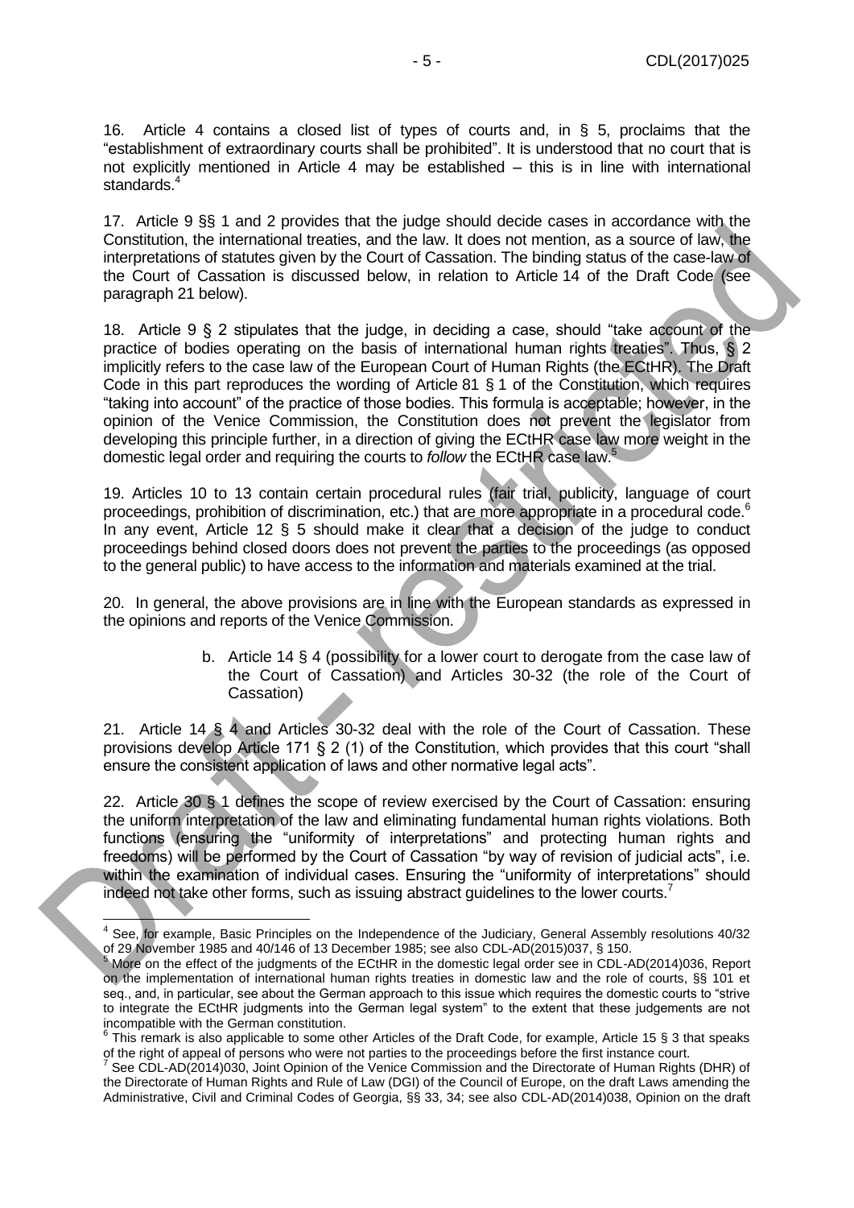16. Article 4 contains a closed list of types of courts and, in § 5, proclaims that the "establishment of extraordinary courts shall be prohibited". It is understood that no court that is not explicitly mentioned in Article 4 may be established – this is in line with international standards.[4]

17. Article 9 §§ 1 and 2 provides that the judge should decide cases in accordance with the Constitution, the international treaties, and the law. It does not mention, as a source of law, the interpretations of statutes given by the Court of Cassation. The binding status of the case-law of the Court of Cassation is discussed below, in relation to Article 14 of the Draft Code (see paragraph 21 below).

18. Article 9 § 2 stipulates that the judge, in deciding a case, should "take account of the practice of bodies operating on the basis of international human rights treaties". Thus, § 2 implicitly refers to the case law of the European Court of Human Rights (the ECtHR). The Draft Code in this part reproduces the wording of Article 81 § 1 of the Constitution, which requires "taking into account" of the practice of those bodies. This formula is acceptable; however, in the opinion of the Venice Commission, the Constitution does not prevent the legislator from developing this principle further, in a direction of giving the ECtHR case law more weight in the domestic legal order and requiring the courts to *follow* the ECtHR case law.[5]

19. Articles 10 to 13 contain certain procedural rules (fair trial, publicity, language of court proceedings, prohibition of discrimination, etc.) that are more appropriate in a procedural code.[6] In any event, Article 12 § 5 should make it clear that a decision of the judge to conduct proceedings behind closed doors does not prevent the parties to the proceedings (as opposed to the general public) to have access to the information and materials examined at the trial.

20. In general, the above provisions are in line with the European standards as expressed in the opinions and reports of the Venice Commission.

b. Article 14 § 4 (possibility for a lower court to derogate from the case law of the Court of Cassation) and Articles 30-32 (the role of the Court of Cassation)

21. Article 14 § 4 and Articles 30-32 deal with the role of the Court of Cassation. These provisions develop Article 171 § 2 (1) of the Constitution, which provides that this court "shall ensure the consistent application of laws and other normative legal acts".

22. Article 30 § 1 defines the scope of review exercised by the Court of Cassation: ensuring the uniform interpretation of the law and eliminating fundamental human rights violations. Both functions (ensuring the "uniformity of interpretations" and protecting human rights and freedoms) will be performed by the Court of Cassation "by way of revision of judicial acts", i.e. within the examination of individual cases. Ensuring the "uniformity of interpretations" should indeed not take other forms, such as issuing abstract guidelines to the lower courts.[7]

---

[4] See, for example, Basic Principles on the Independence of the Judiciary, General Assembly resolutions 40/32 of 29 November 1985 and 40/146 of 13 December 1985; see also CDL-AD(2015)037, § 150.

[5] More on the effect of the judgments of the ECtHR in the domestic legal order see in CDL-AD(2014)036, Report on the implementation of international human rights treaties in domestic law and the role of courts, §§ 101 et seq., and, in particular, see about the German approach to this issue which requires the domestic courts to "strive to integrate the ECtHR judgments into the German legal system" to the extent that these judgements are not incompatible with the German constitution.

[6] This remark is also applicable to some other Articles of the Draft Code, for example, Article 15 § 3 that speaks of the right of appeal of persons who were not parties to the proceedings before the first instance court.

[7] See CDL-AD(2014)030, Joint Opinion of the Venice Commission and the Directorate of Human Rights (DHR) of the Directorate of Human Rights and Rule of Law (DGI) of the Council of Europe, on the draft Laws amending the Administrative, Civil and Criminal Codes of Georgia, §§ 33, 34; see also CDL-AD(2014)038, Opinion on the draft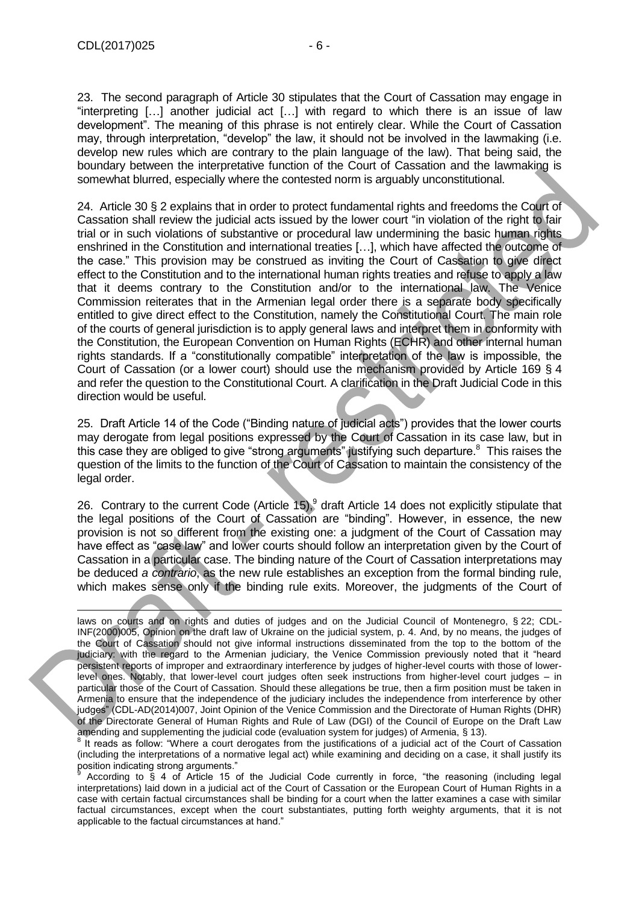23. The second paragraph of Article 30 stipulates that the Court of Cassation may engage in "interpreting […] another judicial act […] with regard to which there is an issue of law development". The meaning of this phrase is not entirely clear. While the Court of Cassation may, through interpretation, "develop" the law, it should not be involved in the lawmaking (i.e. develop new rules which are contrary to the plain language of the law). That being said, the boundary between the interpretative function of the Court of Cassation and the lawmaking is somewhat blurred, especially where the contested norm is arguably unconstitutional.

24. Article 30 § 2 explains that in order to protect fundamental rights and freedoms the Court of Cassation shall review the judicial acts issued by the lower court "in violation of the right to fair trial or in such violations of substantive or procedural law undermining the basic human rights enshrined in the Constitution and international treaties […], which have affected the outcome of the case." This provision may be construed as inviting the Court of Cassation to give direct effect to the Constitution and to the international human rights treaties and refuse to apply a law that it deems contrary to the Constitution and/or to the international law. The Venice Commission reiterates that in the Armenian legal order there is a separate body specifically entitled to give direct effect to the Constitution, namely the Constitutional Court. The main role of the courts of general jurisdiction is to apply general laws and interpret them in conformity with the Constitution, the European Convention on Human Rights (ECHR) and other internal human rights standards. If a "constitutionally compatible" interpretation of the law is impossible, the Court of Cassation (or a lower court) should use the mechanism provided by Article 169 § 4 and refer the question to the Constitutional Court. A clarification in the Draft Judicial Code in this direction would be useful.

25. Draft Article 14 of the Code ("Binding nature of judicial acts") provides that the lower courts may derogate from legal positions expressed by the Court of Cassation in its case law, but in this case they are obliged to give "strong arguments" justifying such departure.[8] This raises the question of the limits to the function of the Court of Cassation to maintain the consistency of the legal order.

26. Contrary to the current Code (Article 15),[9] draft Article 14 does not explicitly stipulate that the legal positions of the Court of Cassation are "binding". However, in essence, the new provision is not so different from the existing one: a judgment of the Court of Cassation may have effect as "case law" and lower courts should follow an interpretation given by the Court of Cassation in a particular case. The binding nature of the Court of Cassation interpretations may be deduced *a contrario*, as the new rule establishes an exception from the formal binding rule, which makes sense only if the binding rule exits. Moreover, the judgments of the Court of

---

laws on courts and on rights and duties of judges and on the Judicial Council of Montenegro, § 22; CDL-INF(2000)005, Opinion on the draft law of Ukraine on the judicial system, p. 4. And, by no means, the judges of the Court of Cassation should not give informal instructions disseminated from the top to the bottom of the judiciary: with the regard to the Armenian judiciary, the Venice Commission previously noted that it "heard persistent reports of improper and extraordinary interference by judges of higher-level courts with those of lower-level ones. Notably, that lower-level court judges often seek instructions from higher-level court judges – in particular those of the Court of Cassation. Should these allegations be true, then a firm position must be taken in Armenia to ensure that the independence of the judiciary includes the independence from interference by other judges" (CDL-AD(2014)007, Joint Opinion of the Venice Commission and the Directorate of Human Rights (DHR) of the Directorate General of Human Rights and Rule of Law (DGI) of the Council of Europe on the Draft Law amending and supplementing the judicial code (evaluation system for judges) of Armenia, § 13).

[8] It reads as follow: "Where a court derogates from the justifications of a judicial act of the Court of Cassation (including the interpretations of a normative legal act) while examining and deciding on a case, it shall justify its position indicating strong arguments."

[9] According to § 4 of Article 15 of the Judicial Code currently in force, "the reasoning (including legal interpretations) laid down in a judicial act of the Court of Cassation or the European Court of Human Rights in a case with certain factual circumstances shall be binding for a court when the latter examines a case with similar factual circumstances, except when the court substantiates, putting forth weighty arguments, that it is not applicable to the factual circumstances at hand."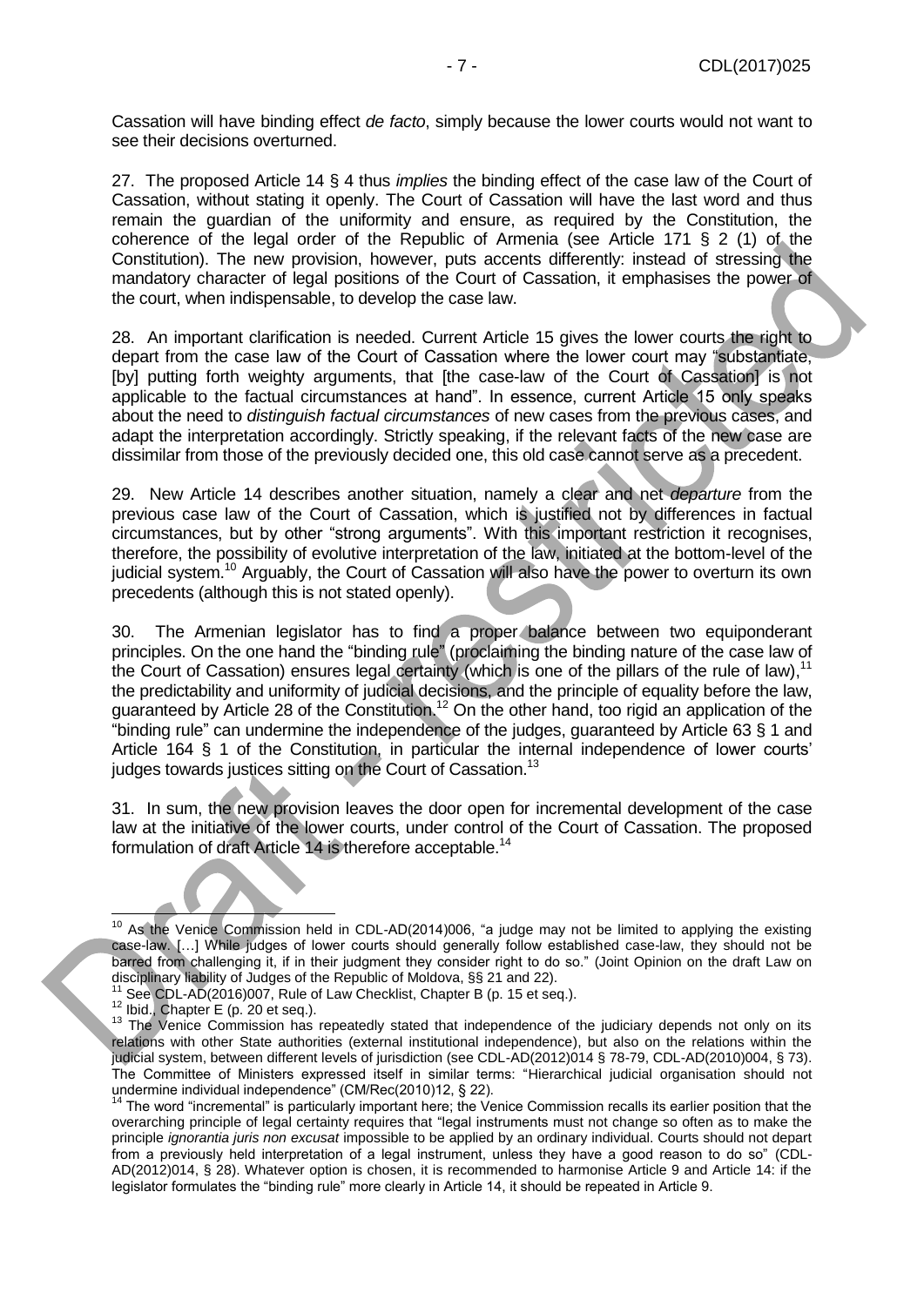Cassation will have binding effect *de facto*, simply because the lower courts would not want to see their decisions overturned.

27. The proposed Article 14 § 4 thus *implies* the binding effect of the case law of the Court of Cassation, without stating it openly. The Court of Cassation will have the last word and thus remain the guardian of the uniformity and ensure, as required by the Constitution, the coherence of the legal order of the Republic of Armenia (see Article 171 § 2 (1) of the Constitution). The new provision, however, puts accents differently: instead of stressing the mandatory character of legal positions of the Court of Cassation, it emphasises the power of the court, when indispensable, to develop the case law.

28. An important clarification is needed. Current Article 15 gives the lower courts the right to depart from the case law of the Court of Cassation where the lower court may "substantiate, [by] putting forth weighty arguments, that [the case-law of the Court of Cassation] is not applicable to the factual circumstances at hand". In essence, current Article 15 only speaks about the need to *distinguish factual circumstances* of new cases from the previous cases, and adapt the interpretation accordingly. Strictly speaking, if the relevant facts of the new case are dissimilar from those of the previously decided one, this old case cannot serve as a precedent.

29. New Article 14 describes another situation, namely a clear and net *departure* from the previous case law of the Court of Cassation, which is justified not by differences in factual circumstances, but by other "strong arguments". With this important restriction it recognises, therefore, the possibility of evolutive interpretation of the law, initiated at the bottom-level of the judicial system.[10] Arguably, the Court of Cassation will also have the power to overturn its own precedents (although this is not stated openly).

30. The Armenian legislator has to find a proper balance between two equiponderant principles. On the one hand the "binding rule" (proclaiming the binding nature of the case law of the Court of Cassation) ensures legal certainty (which is one of the pillars of the rule of law),[11] the predictability and uniformity of judicial decisions, and the principle of equality before the law, guaranteed by Article 28 of the Constitution.[12] On the other hand, too rigid an application of the "binding rule" can undermine the independence of the judges, guaranteed by Article 63 § 1 and Article 164 § 1 of the Constitution, in particular the internal independence of lower courts' judges towards justices sitting on the Court of Cassation.[13]

31. In sum, the new provision leaves the door open for incremental development of the case law at the initiative of the lower courts, under control of the Court of Cassation. The proposed formulation of draft Article 14 is therefore acceptable.[14]

---

[10] As the Venice Commission held in CDL-AD(2014)006, "a judge may not be limited to applying the existing case-law. […] While judges of lower courts should generally follow established case-law, they should not be barred from challenging it, if in their judgment they consider right to do so." (Joint Opinion on the draft Law on disciplinary liability of Judges of the Republic of Moldova, §§ 21 and 22).

[11] See CDL-AD(2016)007, Rule of Law Checklist, Chapter B (p. 15 et seq.).

[12] Ibid., Chapter E (p. 20 et seq.).

[13] The Venice Commission has repeatedly stated that independence of the judiciary depends not only on its relations with other State authorities (external institutional independence), but also on the relations within the judicial system, between different levels of jurisdiction (see CDL-AD(2012)014 § 78-79, CDL-AD(2010)004, § 73). The Committee of Ministers expressed itself in similar terms: "Hierarchical judicial organisation should not undermine individual independence" (CM/Rec(2010)12, § 22).

[14] The word "incremental" is particularly important here; the Venice Commission recalls its earlier position that the overarching principle of legal certainty requires that "legal instruments must not change so often as to make the principle *ignorantia juris non excusat* impossible to be applied by an ordinary individual. Courts should not depart from a previously held interpretation of a legal instrument, unless they have a good reason to do so" (CDL-AD(2012)014, § 28). Whatever option is chosen, it is recommended to harmonise Article 9 and Article 14: if the legislator formulates the "binding rule" more clearly in Article 14, it should be repeated in Article 9.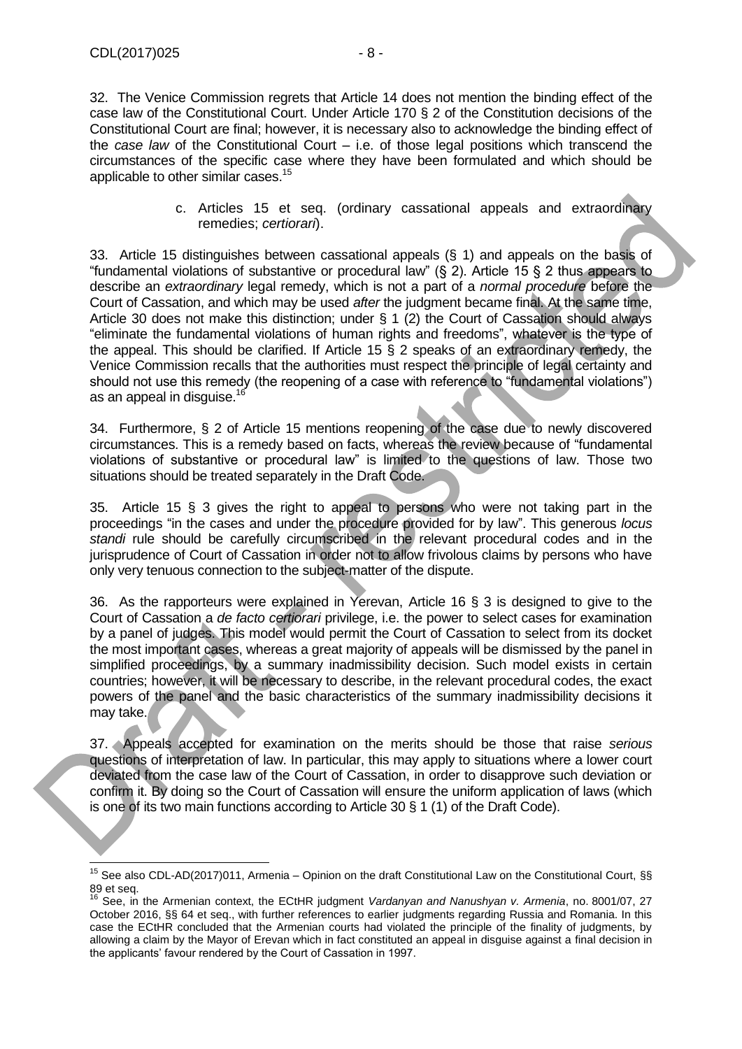32. The Venice Commission regrets that Article 14 does not mention the binding effect of the case law of the Constitutional Court. Under Article 170 § 2 of the Constitution decisions of the Constitutional Court are final; however, it is necessary also to acknowledge the binding effect of the *case law* of the Constitutional Court – i.e. of those legal positions which transcend the circumstances of the specific case where they have been formulated and which should be applicable to other similar cases.[15]

c. Articles 15 et seq. (ordinary cassational appeals and extraordinary remedies; *certiorari*).

33. Article 15 distinguishes between cassational appeals (§ 1) and appeals on the basis of "fundamental violations of substantive or procedural law" (§ 2). Article 15 § 2 thus appears to describe an *extraordinary* legal remedy, which is not a part of a *normal procedure* before the Court of Cassation, and which may be used *after* the judgment became final. At the same time, Article 30 does not make this distinction; under § 1 (2) the Court of Cassation should always "eliminate the fundamental violations of human rights and freedoms", whatever is the type of the appeal. This should be clarified. If Article 15 § 2 speaks of an extraordinary remedy, the Venice Commission recalls that the authorities must respect the principle of legal certainty and should not use this remedy (the reopening of a case with reference to "fundamental violations") as an appeal in disguise.[16]

34. Furthermore, § 2 of Article 15 mentions reopening of the case due to newly discovered circumstances. This is a remedy based on facts, whereas the review because of "fundamental violations of substantive or procedural law" is limited to the questions of law. Those two situations should be treated separately in the Draft Code.

35. Article 15 § 3 gives the right to appeal to persons who were not taking part in the proceedings "in the cases and under the procedure provided for by law". This generous *locus standi* rule should be carefully circumscribed in the relevant procedural codes and in the jurisprudence of Court of Cassation in order not to allow frivolous claims by persons who have only very tenuous connection to the subject-matter of the dispute.

36. As the rapporteurs were explained in Yerevan, Article 16 § 3 is designed to give to the Court of Cassation a *de facto certiorari* privilege, i.e. the power to select cases for examination by a panel of judges. This model would permit the Court of Cassation to select from its docket the most important cases, whereas a great majority of appeals will be dismissed by the panel in simplified proceedings, by a summary inadmissibility decision. Such model exists in certain countries; however, it will be necessary to describe, in the relevant procedural codes, the exact powers of the panel and the basic characteristics of the summary inadmissibility decisions it may take.

37. Appeals accepted for examination on the merits should be those that raise *serious* questions of interpretation of law. In particular, this may apply to situations where a lower court deviated from the case law of the Court of Cassation, in order to disapprove such deviation or confirm it. By doing so the Court of Cassation will ensure the uniform application of laws (which is one of its two main functions according to Article 30 § 1 (1) of the Draft Code).

---

[15] See also CDL-AD(2017)011, Armenia – Opinion on the draft Constitutional Law on the Constitutional Court, §§ 89 et seq.

[16] See, in the Armenian context, the ECtHR judgment *Vardanyan and Nanushyan v. Armenia*, no. 8001/07, 27 October 2016, §§ 64 et seq., with further references to earlier judgments regarding Russia and Romania. In this case the ECtHR concluded that the Armenian courts had violated the principle of the finality of judgments, by allowing a claim by the Mayor of Erevan which in fact constituted an appeal in disguise against a final decision in the applicants' favour rendered by the Court of Cassation in 1997.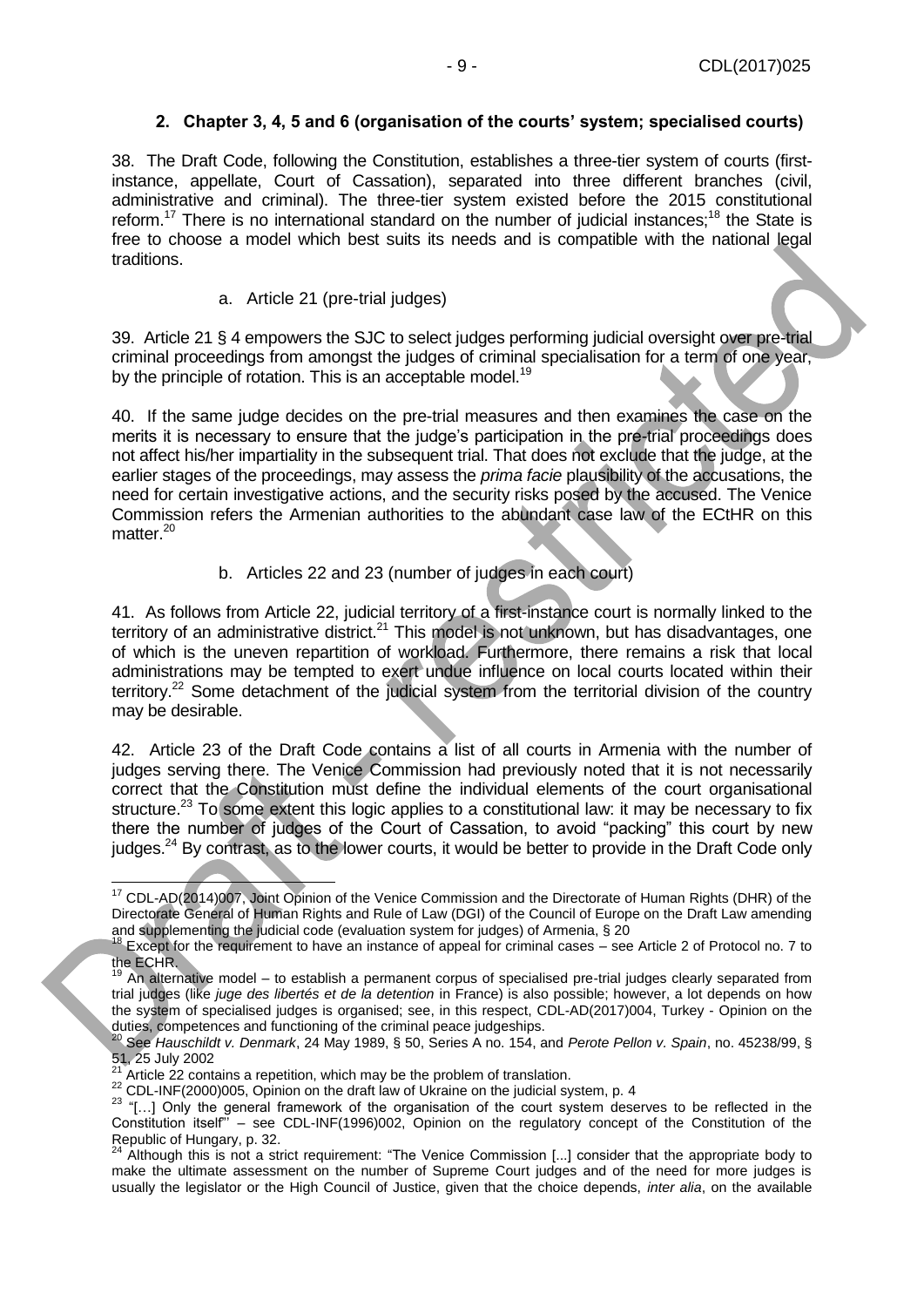## 2. Chapter 3, 4, 5 and 6 (organisation of the courts' system; specialised courts)

38. The Draft Code, following the Constitution, establishes a three-tier system of courts (first-instance, appellate, Court of Cassation), separated into three different branches (civil, administrative and criminal). The three-tier system existed before the 2015 constitutional reform.[17] There is no international standard on the number of judicial instances;[18] the State is free to choose a model which best suits its needs and is compatible with the national legal traditions.

### a. Article 21 (pre-trial judges)

39. Article 21 § 4 empowers the SJC to select judges performing judicial oversight over pre-trial criminal proceedings from amongst the judges of criminal specialisation for a term of one year, by the principle of rotation. This is an acceptable model.[19]

40. If the same judge decides on the pre-trial measures and then examines the case on the merits it is necessary to ensure that the judge's participation in the pre-trial proceedings does not affect his/her impartiality in the subsequent trial. That does not exclude that the judge, at the earlier stages of the proceedings, may assess the *prima facie* plausibility of the accusations, the need for certain investigative actions, and the security risks posed by the accused. The Venice Commission refers the Armenian authorities to the abundant case law of the ECtHR on this matter.[20]

### b. Articles 22 and 23 (number of judges in each court)

41. As follows from Article 22, judicial territory of a first-instance court is normally linked to the territory of an administrative district.[21] This model is not unknown, but has disadvantages, one of which is the uneven repartition of workload. Furthermore, there remains a risk that local administrations may be tempted to exert undue influence on local courts located within their territory.[22] Some detachment of the judicial system from the territorial division of the country may be desirable.

42. Article 23 of the Draft Code contains a list of all courts in Armenia with the number of judges serving there. The Venice Commission had previously noted that it is not necessarily correct that the Constitution must define the individual elements of the court organisational structure.[23] To some extent this logic applies to a constitutional law: it may be necessary to fix there the number of judges of the Court of Cassation, to avoid "packing" this court by new judges.[24] By contrast, as to the lower courts, it would be better to provide in the Draft Code only

---

[17] CDL-AD(2014)007, Joint Opinion of the Venice Commission and the Directorate of Human Rights (DHR) of the Directorate General of Human Rights and Rule of Law (DGI) of the Council of Europe on the Draft Law amending and supplementing the judicial code (evaluation system for judges) of Armenia, § 20

[18] Except for the requirement to have an instance of appeal for criminal cases – see Article 2 of Protocol no. 7 to the ECHR.

[19] An alternative model – to establish a permanent corpus of specialised pre-trial judges clearly separated from trial judges (like *juge des libertés et de la detention* in France) is also possible; however, a lot depends on how the system of specialised judges is organised; see, in this respect, CDL-AD(2017)004, Turkey - Opinion on the duties, competences and functioning of the criminal peace judgeships.

[20] See *Hauschildt v. Denmark*, 24 May 1989, § 50, Series A no. 154, and *Perote Pellon v. Spain*, no. 45238/99, § 51, 25 July 2002

[21] Article 22 contains a repetition, which may be the problem of translation.

[22] CDL-INF(2000)005, Opinion on the draft law of Ukraine on the judicial system, p. 4

[23] "[…] Only the general framework of the organisation of the court system deserves to be reflected in the Constitution itself" – see CDL-INF(1996)002, Opinion on the regulatory concept of the Constitution of the Republic of Hungary, p. 32.

[24] Although this is not a strict requirement: "The Venice Commission [...] consider that the appropriate body to make the ultimate assessment on the number of Supreme Court judges and of the need for more judges is usually the legislator or the High Council of Justice, given that the choice depends, *inter alia*, on the available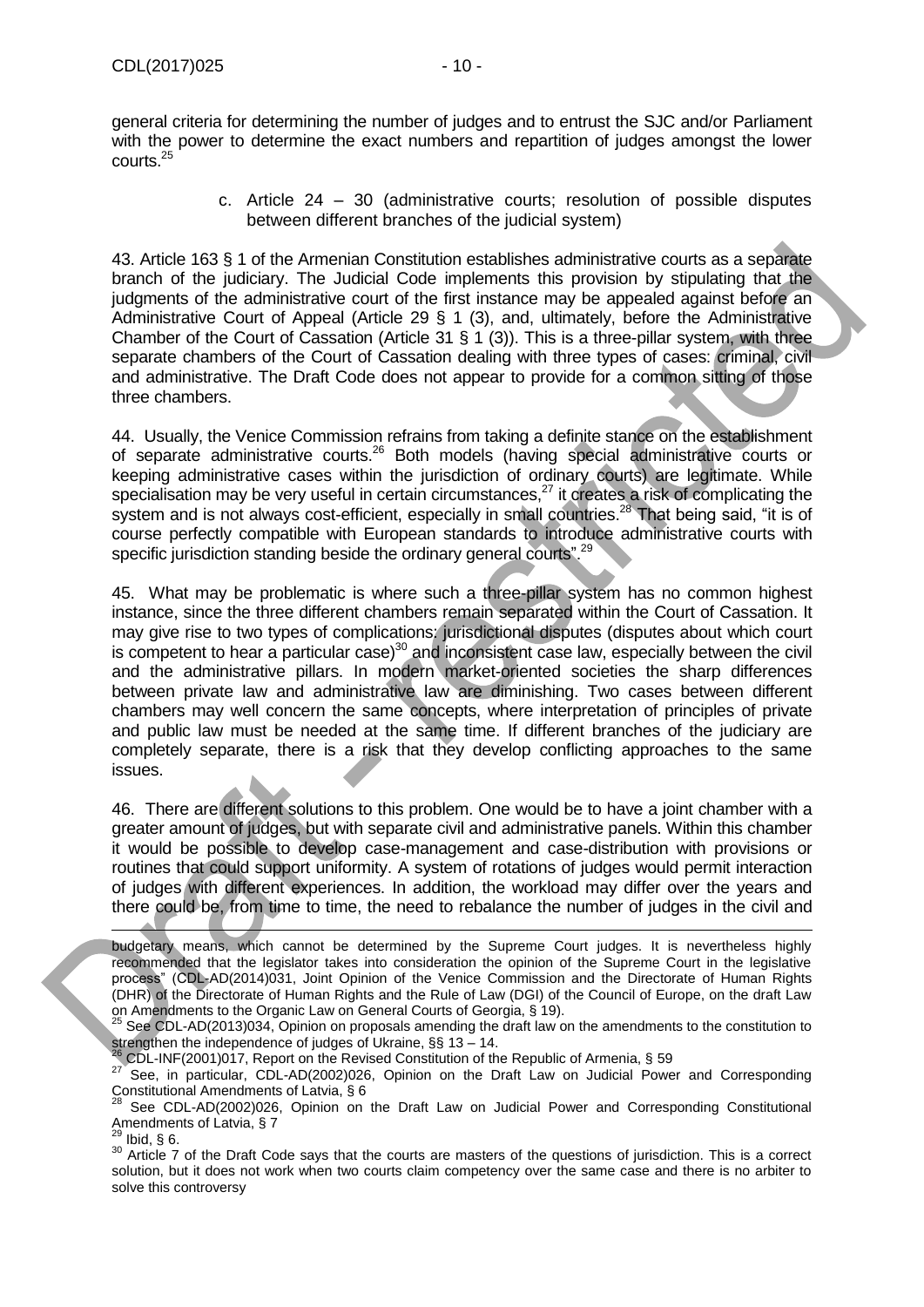general criteria for determining the number of judges and to entrust the SJC and/or Parliament with the power to determine the exact numbers and repartition of judges amongst the lower courts.[25]

c. Article 24 – 30 (administrative courts; resolution of possible disputes between different branches of the judicial system)

43. Article 163 § 1 of the Armenian Constitution establishes administrative courts as a separate branch of the judiciary. The Judicial Code implements this provision by stipulating that the judgments of the administrative court of the first instance may be appealed against before an Administrative Court of Appeal (Article 29 § 1 (3), and, ultimately, before the Administrative Chamber of the Court of Cassation (Article 31 § 1 (3)). This is a three-pillar system, with three separate chambers of the Court of Cassation dealing with three types of cases: criminal, civil and administrative. The Draft Code does not appear to provide for a common sitting of those three chambers.

44. Usually, the Venice Commission refrains from taking a definite stance on the establishment of separate administrative courts.[26] Both models (having special administrative courts or keeping administrative cases within the jurisdiction of ordinary courts) are legitimate. While specialisation may be very useful in certain circumstances,[27] it creates a risk of complicating the system and is not always cost-efficient, especially in small countries.[28] That being said, "it is of course perfectly compatible with European standards to introduce administrative courts with specific jurisdiction standing beside the ordinary general courts".[29]

45. What may be problematic is where such a three-pillar system has no common highest instance, since the three different chambers remain separated within the Court of Cassation. It may give rise to two types of complications: jurisdictional disputes (disputes about which court is competent to hear a particular case)[30] and inconsistent case law, especially between the civil and the administrative pillars. In modern market-oriented societies the sharp differences between private law and administrative law are diminishing. Two cases between different chambers may well concern the same concepts, where interpretation of principles of private and public law must be needed at the same time. If different branches of the judiciary are completely separate, there is a risk that they develop conflicting approaches to the same issues.

46. There are different solutions to this problem. One would be to have a joint chamber with a greater amount of judges, but with separate civil and administrative panels. Within this chamber it would be possible to develop case-management and case-distribution with provisions or routines that could support uniformity. A system of rotations of judges would permit interaction of judges with different experiences. In addition, the workload may differ over the years and there could be, from time to time, the need to rebalance the number of judges in the civil and

---

budgetary means, which cannot be determined by the Supreme Court judges. It is nevertheless highly recommended that the legislator takes into consideration the opinion of the Supreme Court in the legislative process" (CDL-AD(2014)031, Joint Opinion of the Venice Commission and the Directorate of Human Rights (DHR) of the Directorate of Human Rights and the Rule of Law (DGI) of the Council of Europe, on the draft Law on Amendments to the Organic Law on General Courts of Georgia, § 19).

[25] See CDL-AD(2013)034, Opinion on proposals amending the draft law on the amendments to the constitution to strengthen the independence of judges of Ukraine, §§ 13 – 14.

[26] CDL-INF(2001)017, Report on the Revised Constitution of the Republic of Armenia, § 59

[27] See, in particular, CDL-AD(2002)026, Opinion on the Draft Law on Judicial Power and Corresponding Constitutional Amendments of Latvia, § 6

[28] See CDL-AD(2002)026, Opinion on the Draft Law on Judicial Power and Corresponding Constitutional Amendments of Latvia, § 7

[29] Ibid, § 6.

[30] Article 7 of the Draft Code says that the courts are masters of the questions of jurisdiction. This is a correct solution, but it does not work when two courts claim competency over the same case and there is no arbiter to solve this controversy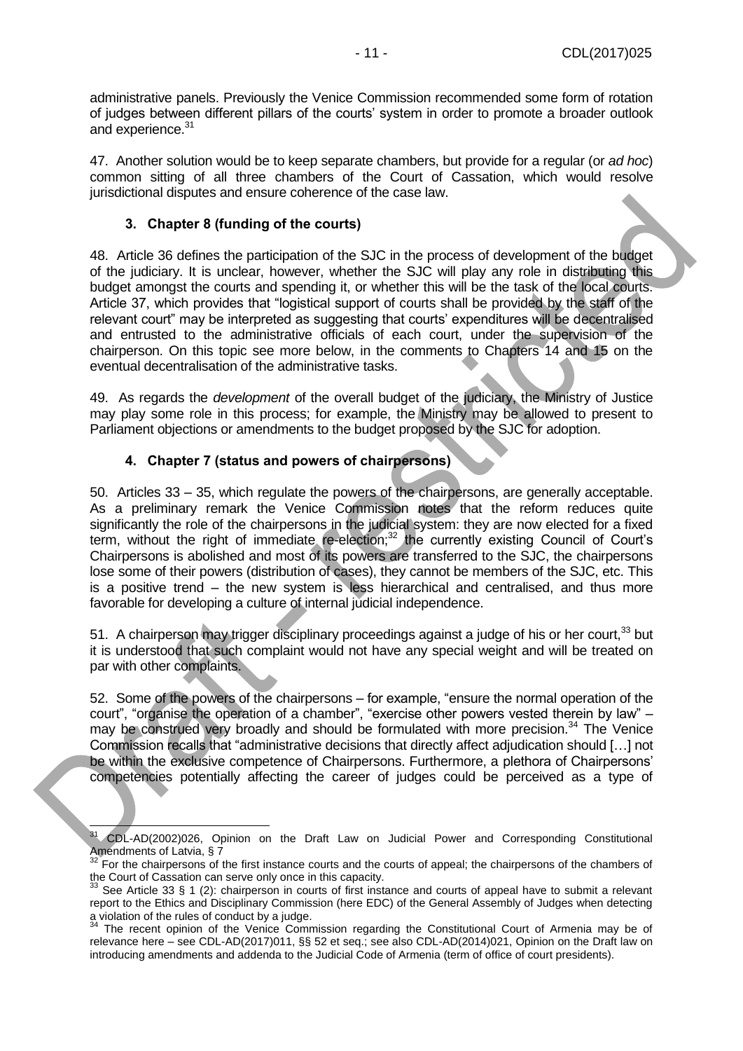administrative panels. Previously the Venice Commission recommended some form of rotation of judges between different pillars of the courts' system in order to promote a broader outlook and experience.[31]

47. Another solution would be to keep separate chambers, but provide for a regular (or *ad hoc*) common sitting of all three chambers of the Court of Cassation, which would resolve jurisdictional disputes and ensure coherence of the case law.

### 3. Chapter 8 (funding of the courts)

48. Article 36 defines the participation of the SJC in the process of development of the budget of the judiciary. It is unclear, however, whether the SJC will play any role in distributing this budget amongst the courts and spending it, or whether this will be the task of the local courts. Article 37, which provides that "logistical support of courts shall be provided by the staff of the relevant court" may be interpreted as suggesting that courts' expenditures will be decentralised and entrusted to the administrative officials of each court, under the supervision of the chairperson. On this topic see more below, in the comments to Chapters 14 and 15 on the eventual decentralisation of the administrative tasks.

49. As regards the *development* of the overall budget of the judiciary, the Ministry of Justice may play some role in this process; for example, the Ministry may be allowed to present to Parliament objections or amendments to the budget proposed by the SJC for adoption.

### 4. Chapter 7 (status and powers of chairpersons)

50. Articles 33 – 35, which regulate the powers of the chairpersons, are generally acceptable. As a preliminary remark the Venice Commission notes that the reform reduces quite significantly the role of the chairpersons in the judicial system: they are now elected for a fixed term, without the right of immediate re-election;[32] the currently existing Council of Court's Chairpersons is abolished and most of its powers are transferred to the SJC, the chairpersons lose some of their powers (distribution of cases), they cannot be members of the SJC, etc. This is a positive trend – the new system is less hierarchical and centralised, and thus more favorable for developing a culture of internal judicial independence.

51. A chairperson may trigger disciplinary proceedings against a judge of his or her court,[33] but it is understood that such complaint would not have any special weight and will be treated on par with other complaints.

52. Some of the powers of the chairpersons – for example, "ensure the normal operation of the court", "organise the operation of a chamber", "exercise other powers vested therein by law" – may be construed very broadly and should be formulated with more precision.[34] The Venice Commission recalls that "administrative decisions that directly affect adjudication should […] not be within the exclusive competence of Chairpersons. Furthermore, a plethora of Chairpersons' competencies potentially affecting the career of judges could be perceived as a type of

---

[31] CDL-AD(2002)026, Opinion on the Draft Law on Judicial Power and Corresponding Constitutional Amendments of Latvia, § 7

[32] For the chairpersons of the first instance courts and the courts of appeal; the chairpersons of the chambers of the Court of Cassation can serve only once in this capacity.

[33] See Article 33 § 1 (2): chairperson in courts of first instance and courts of appeal have to submit a relevant report to the Ethics and Disciplinary Commission (here EDC) of the General Assembly of Judges when detecting a violation of the rules of conduct by a judge.

[34] The recent opinion of the Venice Commission regarding the Constitutional Court of Armenia may be of relevance here – see CDL-AD(2017)011, §§ 52 et seq.; see also CDL-AD(2014)021, Opinion on the Draft law on introducing amendments and addenda to the Judicial Code of Armenia (term of office of court presidents).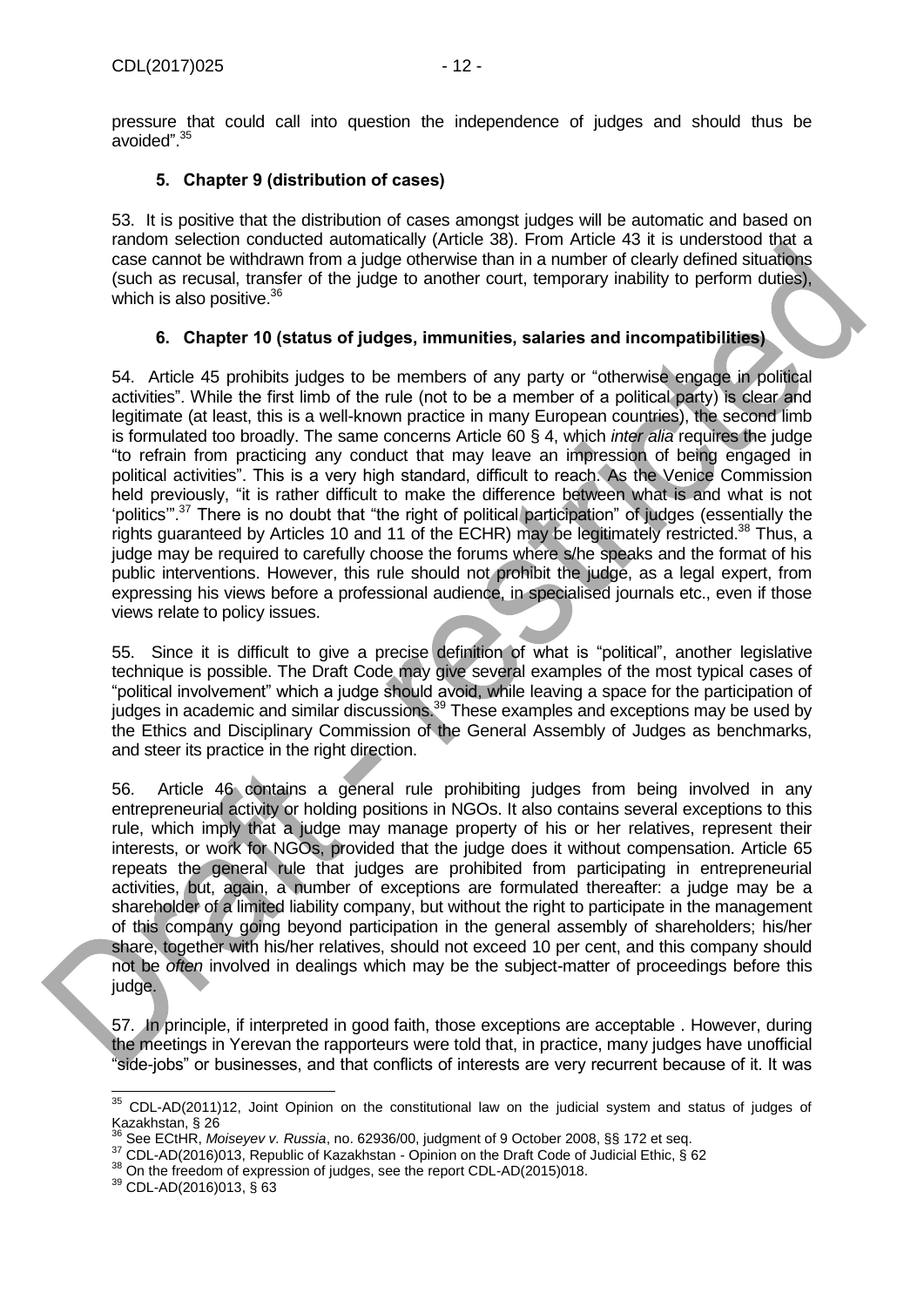pressure that could call into question the independence of judges and should thus be avoided".[35]

### 5. Chapter 9 (distribution of cases)

53. It is positive that the distribution of cases amongst judges will be automatic and based on random selection conducted automatically (Article 38). From Article 43 it is understood that a case cannot be withdrawn from a judge otherwise than in a number of clearly defined situations (such as recusal, transfer of the judge to another court, temporary inability to perform duties), which is also positive.[36]

### 6. Chapter 10 (status of judges, immunities, salaries and incompatibilities)

54. Article 45 prohibits judges to be members of any party or "otherwise engage in political activities". While the first limb of the rule (not to be a member of a political party) is clear and legitimate (at least, this is a well-known practice in many European countries), the second limb is formulated too broadly. The same concerns Article 60 § 4, which *inter alia* requires the judge "to refrain from practicing any conduct that may leave an impression of being engaged in political activities". This is a very high standard, difficult to reach. As the Venice Commission held previously, "it is rather difficult to make the difference between what is and what is not 'politics'".[37] There is no doubt that "the right of political participation" of judges (essentially the rights guaranteed by Articles 10 and 11 of the ECHR) may be legitimately restricted.[38] Thus, a judge may be required to carefully choose the forums where s/he speaks and the format of his public interventions. However, this rule should not prohibit the judge, as a legal expert, from expressing his views before a professional audience, in specialised journals etc., even if those views relate to policy issues.

55. Since it is difficult to give a precise definition of what is "political", another legislative technique is possible. The Draft Code may give several examples of the most typical cases of "political involvement" which a judge should avoid, while leaving a space for the participation of judges in academic and similar discussions.[39] These examples and exceptions may be used by the Ethics and Disciplinary Commission of the General Assembly of Judges as benchmarks, and steer its practice in the right direction.

56. Article 46 contains a general rule prohibiting judges from being involved in any entrepreneurial activity or holding positions in NGOs. It also contains several exceptions to this rule, which imply that a judge may manage property of his or her relatives, represent their interests, or work for NGOs, provided that the judge does it without compensation. Article 65 repeats the general rule that judges are prohibited from participating in entrepreneurial activities, but, again, a number of exceptions are formulated thereafter: a judge may be a shareholder of a limited liability company, but without the right to participate in the management of this company going beyond participation in the general assembly of shareholders; his/her share, together with his/her relatives, should not exceed 10 per cent, and this company should not be *often* involved in dealings which may be the subject-matter of proceedings before this judge.

57. In principle, if interpreted in good faith, those exceptions are acceptable . However, during the meetings in Yerevan the rapporteurs were told that, in practice, many judges have unofficial "side-jobs" or businesses, and that conflicts of interests are very recurrent because of it. It was

---

[35] CDL-AD(2011)12, Joint Opinion on the constitutional law on the judicial system and status of judges of Kazakhstan, § 26

[36] See ECtHR, *Moiseyev v. Russia*, no. 62936/00, judgment of 9 October 2008, §§ 172 et seq.

[37] CDL-AD(2016)013, Republic of Kazakhstan - Opinion on the Draft Code of Judicial Ethic, § 62

[38] On the freedom of expression of judges, see the report CDL-AD(2015)018.

[39] CDL-AD(2016)013, § 63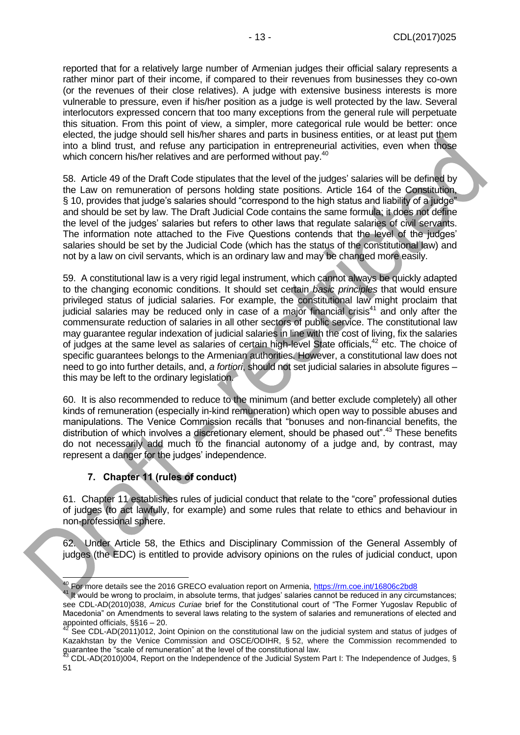reported that for a relatively large number of Armenian judges their official salary represents a rather minor part of their income, if compared to their revenues from businesses they co-own (or the revenues of their close relatives). A judge with extensive business interests is more vulnerable to pressure, even if his/her position as a judge is well protected by the law. Several interlocutors expressed concern that too many exceptions from the general rule will perpetuate this situation. From this point of view, a simpler, more categorical rule would be better: once elected, the judge should sell his/her shares and parts in business entities, or at least put them into a blind trust, and refuse any participation in entrepreneurial activities, even when those which concern his/her relatives and are performed without pay.[40]

58. Article 49 of the Draft Code stipulates that the level of the judges' salaries will be defined by the Law on remuneration of persons holding state positions. Article 164 of the Constitution, § 10, provides that judge's salaries should "correspond to the high status and liability of a judge" and should be set by law. The Draft Judicial Code contains the same formula; it does not define the level of the judges' salaries but refers to other laws that regulate salaries of civil servants. The information note attached to the Five Questions contends that the level of the judges' salaries should be set by the Judicial Code (which has the status of the constitutional law) and not by a law on civil servants, which is an ordinary law and may be changed more easily.

59. A constitutional law is a very rigid legal instrument, which cannot always be quickly adapted to the changing economic conditions. It should set certain *basic principles* that would ensure privileged status of judicial salaries. For example, the constitutional law might proclaim that judicial salaries may be reduced only in case of a major financial crisis[41] and only after the commensurate reduction of salaries in all other sectors of public service. The constitutional law may guarantee regular indexation of judicial salaries in line with the cost of living, fix the salaries of judges at the same level as salaries of certain high-level State officials,[42] etc. The choice of specific guarantees belongs to the Armenian authorities. However, a constitutional law does not need to go into further details, and, *a fortiori*, should not set judicial salaries in absolute figures – this may be left to the ordinary legislation.

60. It is also recommended to reduce to the minimum (and better exclude completely) all other kinds of remuneration (especially in-kind remuneration) which open way to possible abuses and manipulations. The Venice Commission recalls that "bonuses and non-financial benefits, the distribution of which involves a discretionary element, should be phased out".[43] These benefits do not necessarily add much to the financial autonomy of a judge and, by contrast, may represent a danger for the judges' independence.

## 7. Chapter 11 (rules of conduct)

61. Chapter 11 establishes rules of judicial conduct that relate to the "core" professional duties of judges (to act lawfully, for example) and some rules that relate to ethics and behaviour in non-professional sphere.

62. Under Article 58, the Ethics and Disciplinary Commission of the General Assembly of judges (the EDC) is entitled to provide advisory opinions on the rules of judicial conduct, upon

---

[40] For more details see the 2016 GRECO evaluation report on Armenia, https://rm.coe.int/16806c2bd8

[41] It would be wrong to proclaim, in absolute terms, that judges' salaries cannot be reduced in any circumstances; see CDL-AD(2010)038, *Amicus Curiae* brief for the Constitutional court of "The Former Yugoslav Republic of Macedonia" on Amendments to several laws relating to the system of salaries and remunerations of elected and appointed officials, §§16 – 20.

[42] See CDL-AD(2011)012, Joint Opinion on the constitutional law on the judicial system and status of judges of Kazakhstan by the Venice Commission and OSCE/ODIHR, § 52, where the Commission recommended to guarantee the "scale of remuneration" at the level of the constitutional law.

[43] CDL-AD(2010)004, Report on the Independence of the Judicial System Part I: The Independence of Judges, § 51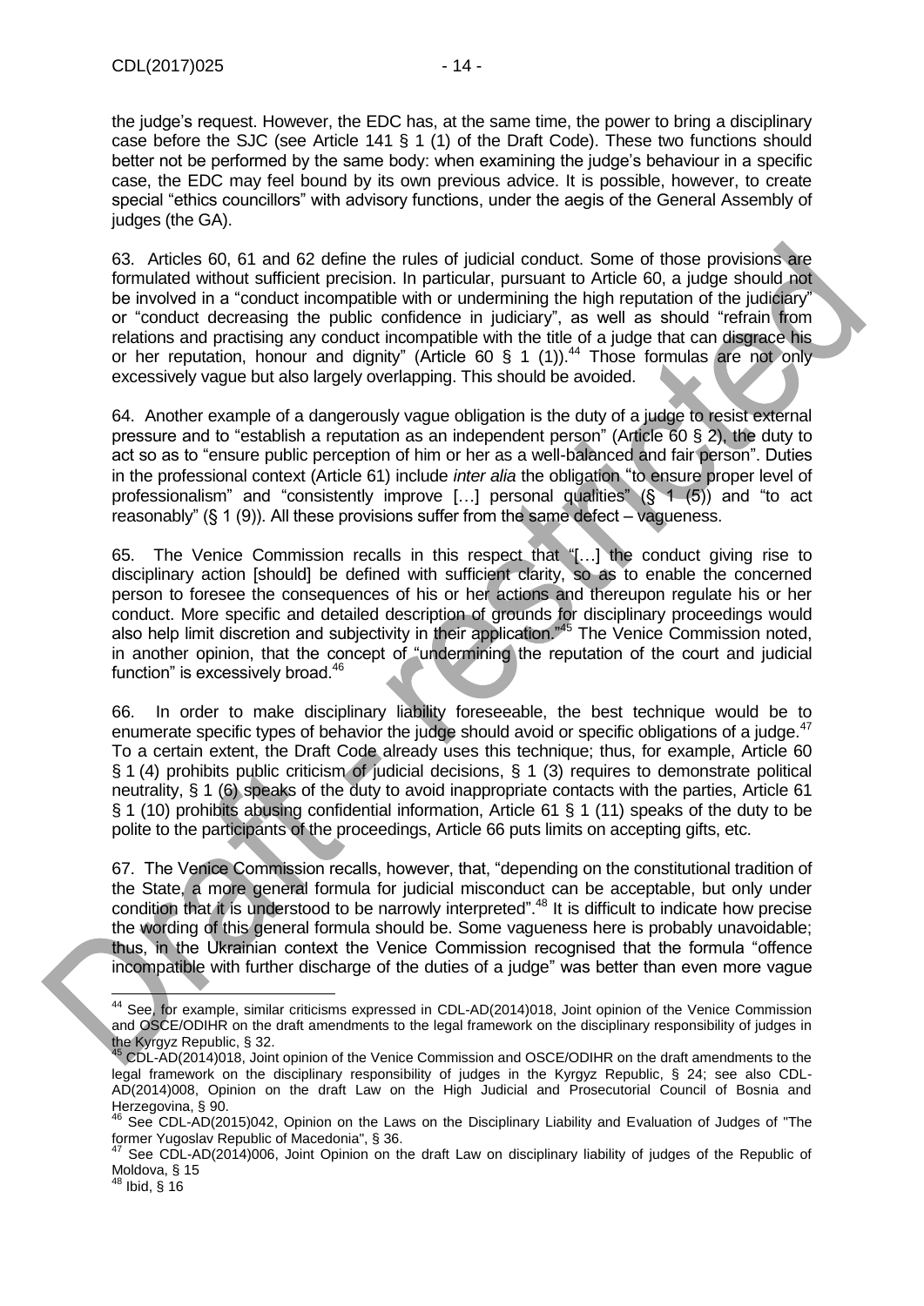the judge's request. However, the EDC has, at the same time, the power to bring a disciplinary case before the SJC (see Article 141 § 1 (1) of the Draft Code). These two functions should better not be performed by the same body: when examining the judge's behaviour in a specific case, the EDC may feel bound by its own previous advice. It is possible, however, to create special "ethics councillors" with advisory functions, under the aegis of the General Assembly of judges (the GA).

63. Articles 60, 61 and 62 define the rules of judicial conduct. Some of those provisions are formulated without sufficient precision. In particular, pursuant to Article 60, a judge should not be involved in a "conduct incompatible with or undermining the high reputation of the judiciary" or "conduct decreasing the public confidence in judiciary", as well as should "refrain from relations and practising any conduct incompatible with the title of a judge that can disgrace his or her reputation, honour and dignity" (Article 60 § 1 (1)).[44] Those formulas are not only excessively vague but also largely overlapping. This should be avoided.

64. Another example of a dangerously vague obligation is the duty of a judge to resist external pressure and to "establish a reputation as an independent person" (Article 60 § 2), the duty to act so as to "ensure public perception of him or her as a well-balanced and fair person". Duties in the professional context (Article 61) include *inter alia* the obligation "to ensure proper level of professionalism" and "consistently improve […] personal qualities" (§ 1 (5)) and "to act reasonably" (§ 1 (9)). All these provisions suffer from the same defect – vagueness.

65. The Venice Commission recalls in this respect that "[…] the conduct giving rise to disciplinary action [should] be defined with sufficient clarity, so as to enable the concerned person to foresee the consequences of his or her actions and thereupon regulate his or her conduct. More specific and detailed description of grounds for disciplinary proceedings would also help limit discretion and subjectivity in their application."[45] The Venice Commission noted, in another opinion, that the concept of "undermining the reputation of the court and judicial function" is excessively broad.[46]

66. In order to make disciplinary liability foreseeable, the best technique would be to enumerate specific types of behavior the judge should avoid or specific obligations of a judge.[47] To a certain extent, the Draft Code already uses this technique; thus, for example, Article 60 § 1 (4) prohibits public criticism of judicial decisions, § 1 (3) requires to demonstrate political neutrality, § 1 (6) speaks of the duty to avoid inappropriate contacts with the parties, Article 61 § 1 (10) prohibits abusing confidential information, Article 61 § 1 (11) speaks of the duty to be polite to the participants of the proceedings, Article 66 puts limits on accepting gifts, etc.

67. The Venice Commission recalls, however, that, "depending on the constitutional tradition of the State, a more general formula for judicial misconduct can be acceptable, but only under condition that it is understood to be narrowly interpreted".[48] It is difficult to indicate how precise the wording of this general formula should be. Some vagueness here is probably unavoidable; thus, in the Ukrainian context the Venice Commission recognised that the formula "offence incompatible with further discharge of the duties of a judge" was better than even more vague

---

[44] See, for example, similar criticisms expressed in CDL-AD(2014)018, Joint opinion of the Venice Commission and OSCE/ODIHR on the draft amendments to the legal framework on the disciplinary responsibility of judges in the Kyrgyz Republic, § 32.

[45] CDL-AD(2014)018, Joint opinion of the Venice Commission and OSCE/ODIHR on the draft amendments to the legal framework on the disciplinary responsibility of judges in the Kyrgyz Republic, § 24; see also CDL-AD(2014)008, Opinion on the draft Law on the High Judicial and Prosecutorial Council of Bosnia and Herzegovina, § 90.

[46] See CDL-AD(2015)042, Opinion on the Laws on the Disciplinary Liability and Evaluation of Judges of "The former Yugoslav Republic of Macedonia", § 36.

[47] See CDL-AD(2014)006, Joint Opinion on the draft Law on disciplinary liability of judges of the Republic of Moldova, § 15

[48] Ibid, § 16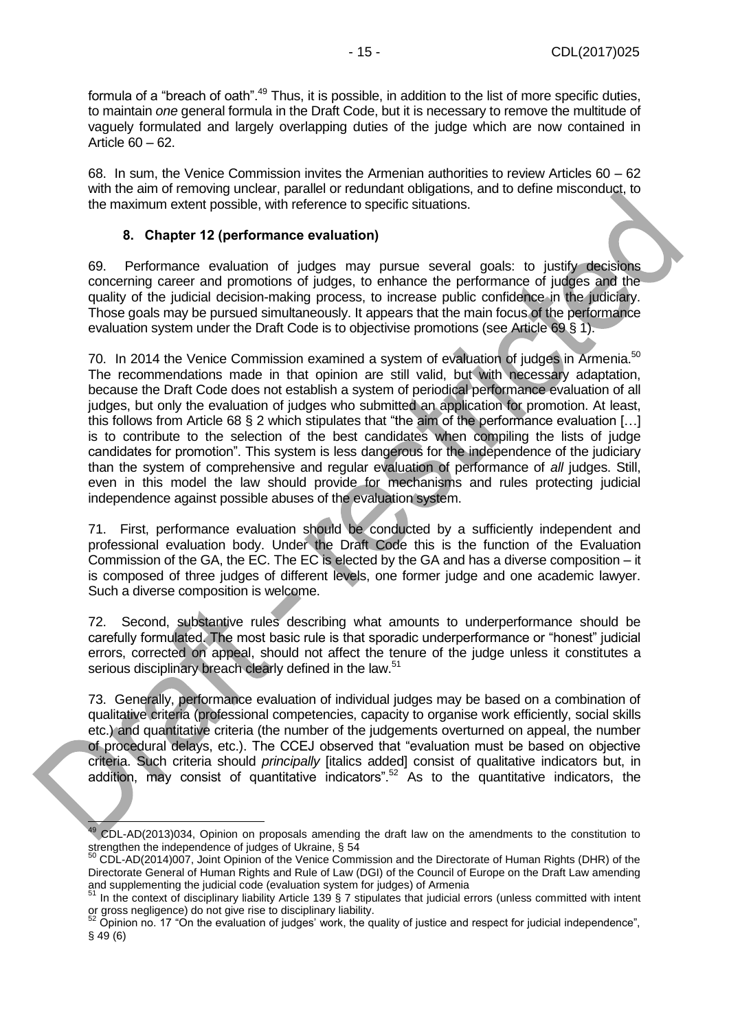formula of a "breach of oath".[49] Thus, it is possible, in addition to the list of more specific duties, to maintain *one* general formula in the Draft Code, but it is necessary to remove the multitude of vaguely formulated and largely overlapping duties of the judge which are now contained in Article 60 – 62.

68. In sum, the Venice Commission invites the Armenian authorities to review Articles 60 – 62 with the aim of removing unclear, parallel or redundant obligations, and to define misconduct, to the maximum extent possible, with reference to specific situations.

### 8. Chapter 12 (performance evaluation)

69. Performance evaluation of judges may pursue several goals: to justify decisions concerning career and promotions of judges, to enhance the performance of judges and the quality of the judicial decision-making process, to increase public confidence in the judiciary. Those goals may be pursued simultaneously. It appears that the main focus of the performance evaluation system under the Draft Code is to objectivise promotions (see Article 69 § 1).

70. In 2014 the Venice Commission examined a system of evaluation of judges in Armenia.[50] The recommendations made in that opinion are still valid, but with necessary adaptation, because the Draft Code does not establish a system of periodical performance evaluation of all judges, but only the evaluation of judges who submitted an application for promotion. At least, this follows from Article 68 § 2 which stipulates that "the aim of the performance evaluation […] is to contribute to the selection of the best candidates when compiling the lists of judge candidates for promotion". This system is less dangerous for the independence of the judiciary than the system of comprehensive and regular evaluation of performance of *all* judges. Still, even in this model the law should provide for mechanisms and rules protecting judicial independence against possible abuses of the evaluation system.

71. First, performance evaluation should be conducted by a sufficiently independent and professional evaluation body. Under the Draft Code this is the function of the Evaluation Commission of the GA, the EC. The EC is elected by the GA and has a diverse composition – it is composed of three judges of different levels, one former judge and one academic lawyer. Such a diverse composition is welcome.

72. Second, substantive rules describing what amounts to underperformance should be carefully formulated. The most basic rule is that sporadic underperformance or "honest" judicial errors, corrected on appeal, should not affect the tenure of the judge unless it constitutes a serious disciplinary breach clearly defined in the law.[51]

73. Generally, performance evaluation of individual judges may be based on a combination of qualitative criteria (professional competencies, capacity to organise work efficiently, social skills etc.) and quantitative criteria (the number of the judgements overturned on appeal, the number of procedural delays, etc.). The CCEJ observed that "evaluation must be based on objective criteria. Such criteria should *principally* [italics added] consist of qualitative indicators but, in addition, may consist of quantitative indicators".[52] As to the quantitative indicators, the

---

[49] CDL-AD(2013)034, Opinion on proposals amending the draft law on the amendments to the constitution to strengthen the independence of judges of Ukraine, § 54

[50] CDL-AD(2014)007, Joint Opinion of the Venice Commission and the Directorate of Human Rights (DHR) of the Directorate General of Human Rights and Rule of Law (DGI) of the Council of Europe on the Draft Law amending and supplementing the judicial code (evaluation system for judges) of Armenia

[51] In the context of disciplinary liability Article 139 § 7 stipulates that judicial errors (unless committed with intent or gross negligence) do not give rise to disciplinary liability.

[52] Opinion no. 17 "On the evaluation of judges' work, the quality of justice and respect for judicial independence", § 49 (6)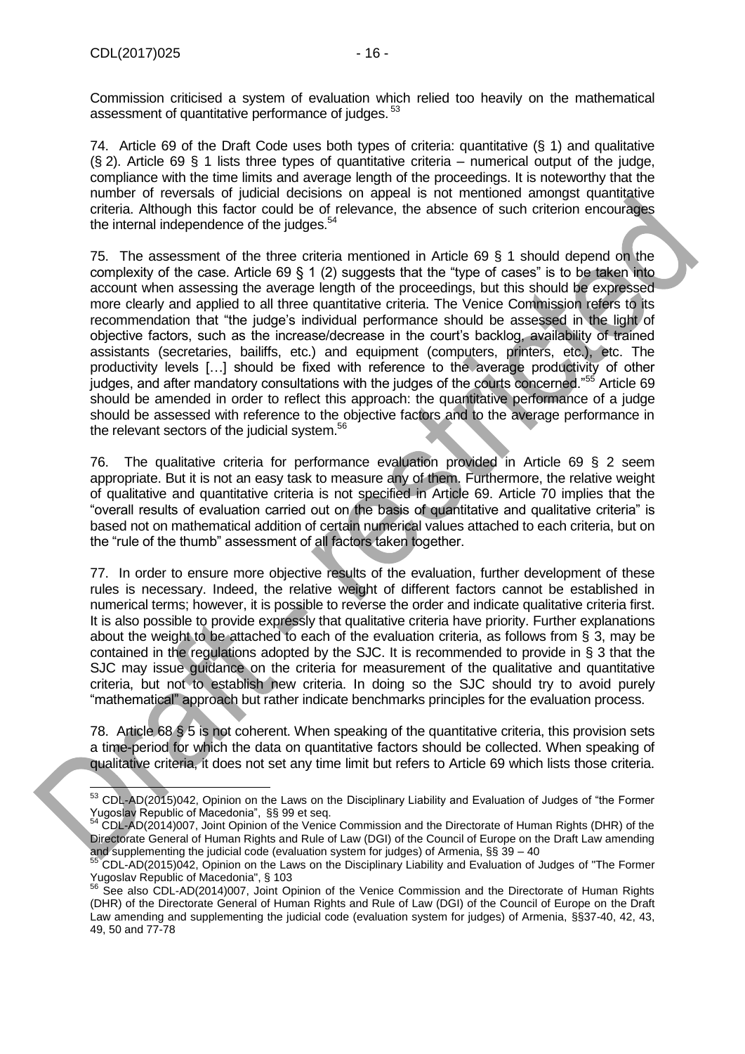Commission criticised a system of evaluation which relied too heavily on the mathematical assessment of quantitative performance of judges.[53]

74. Article 69 of the Draft Code uses both types of criteria: quantitative (§ 1) and qualitative (§ 2). Article 69 § 1 lists three types of quantitative criteria – numerical output of the judge, compliance with the time limits and average length of the proceedings. It is noteworthy that the number of reversals of judicial decisions on appeal is not mentioned amongst quantitative criteria. Although this factor could be of relevance, the absence of such criterion encourages the internal independence of the judges.[54]

75. The assessment of the three criteria mentioned in Article 69 § 1 should depend on the complexity of the case. Article 69 § 1 (2) suggests that the "type of cases" is to be taken into account when assessing the average length of the proceedings, but this should be expressed more clearly and applied to all three quantitative criteria. The Venice Commission refers to its recommendation that "the judge's individual performance should be assessed in the light of objective factors, such as the increase/decrease in the court's backlog, availability of trained assistants (secretaries, bailiffs, etc.) and equipment (computers, printers, etc.), etc. The productivity levels […] should be fixed with reference to the average productivity of other judges, and after mandatory consultations with the judges of the courts concerned."[55] Article 69 should be amended in order to reflect this approach: the quantitative performance of a judge should be assessed with reference to the objective factors and to the average performance in the relevant sectors of the judicial system.[56]

76. The qualitative criteria for performance evaluation provided in Article 69 § 2 seem appropriate. But it is not an easy task to measure any of them. Furthermore, the relative weight of qualitative and quantitative criteria is not specified in Article 69. Article 70 implies that the "overall results of evaluation carried out on the basis of quantitative and qualitative criteria" is based not on mathematical addition of certain numerical values attached to each criteria, but on the "rule of the thumb" assessment of all factors taken together.

77. In order to ensure more objective results of the evaluation, further development of these rules is necessary. Indeed, the relative weight of different factors cannot be established in numerical terms; however, it is possible to reverse the order and indicate qualitative criteria first. It is also possible to provide expressly that qualitative criteria have priority. Further explanations about the weight to be attached to each of the evaluation criteria, as follows from § 3, may be contained in the regulations adopted by the SJC. It is recommended to provide in § 3 that the SJC may issue guidance on the criteria for measurement of the qualitative and quantitative criteria, but not to establish new criteria. In doing so the SJC should try to avoid purely "mathematical" approach but rather indicate benchmarks principles for the evaluation process.

78. Article 68 § 5 is not coherent. When speaking of the quantitative criteria, this provision sets a time-period for which the data on quantitative factors should be collected. When speaking of qualitative criteria, it does not set any time limit but refers to Article 69 which lists those criteria.

---

[53] CDL-AD(2015)042, Opinion on the Laws on the Disciplinary Liability and Evaluation of Judges of "the Former Yugoslav Republic of Macedonia", §§ 99 et seq.

[54] CDL-AD(2014)007, Joint Opinion of the Venice Commission and the Directorate of Human Rights (DHR) of the Directorate General of Human Rights and Rule of Law (DGI) of the Council of Europe on the Draft Law amending and supplementing the judicial code (evaluation system for judges) of Armenia, §§ 39 – 40

[55] CDL-AD(2015)042, Opinion on the Laws on the Disciplinary Liability and Evaluation of Judges of "The Former Yugoslav Republic of Macedonia", § 103

[56] See also CDL-AD(2014)007, Joint Opinion of the Venice Commission and the Directorate of Human Rights (DHR) of the Directorate General of Human Rights and Rule of Law (DGI) of the Council of Europe on the Draft Law amending and supplementing the judicial code (evaluation system for judges) of Armenia, §§37-40, 42, 43, 49, 50 and 77-78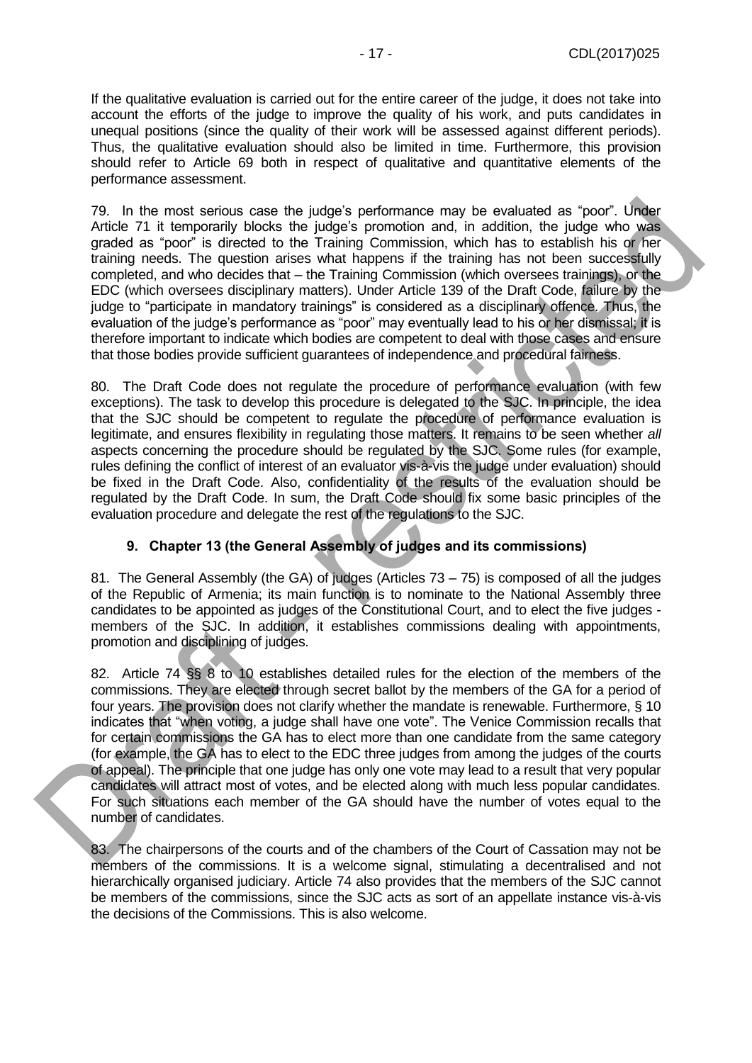If the qualitative evaluation is carried out for the entire career of the judge, it does not take into account the efforts of the judge to improve the quality of his work, and puts candidates in unequal positions (since the quality of their work will be assessed against different periods). Thus, the qualitative evaluation should also be limited in time. Furthermore, this provision should refer to Article 69 both in respect of qualitative and quantitative elements of the performance assessment.

79. In the most serious case the judge's performance may be evaluated as "poor". Under Article 71 it temporarily blocks the judge's promotion and, in addition, the judge who was graded as "poor" is directed to the Training Commission, which has to establish his or her training needs. The question arises what happens if the training has not been successfully completed, and who decides that – the Training Commission (which oversees trainings), or the EDC (which oversees disciplinary matters). Under Article 139 of the Draft Code, failure by the judge to "participate in mandatory trainings" is considered as a disciplinary offence. Thus, the evaluation of the judge's performance as "poor" may eventually lead to his or her dismissal; it is therefore important to indicate which bodies are competent to deal with those cases and ensure that those bodies provide sufficient guarantees of independence and procedural fairness.

80. The Draft Code does not regulate the procedure of performance evaluation (with few exceptions). The task to develop this procedure is delegated to the SJC. In principle, the idea that the SJC should be competent to regulate the procedure of performance evaluation is legitimate, and ensures flexibility in regulating those matters. It remains to be seen whether *all* aspects concerning the procedure should be regulated by the SJC. Some rules (for example, rules defining the conflict of interest of an evaluator vis-à-vis the judge under evaluation) should be fixed in the Draft Code. Also, confidentiality of the results of the evaluation should be regulated by the Draft Code. In sum, the Draft Code should fix some basic principles of the evaluation procedure and delegate the rest of the regulations to the SJC.

### 9. Chapter 13 (the General Assembly of judges and its commissions)

81. The General Assembly (the GA) of judges (Articles 73 – 75) is composed of all the judges of the Republic of Armenia; its main function is to nominate to the National Assembly three candidates to be appointed as judges of the Constitutional Court, and to elect the five judges - members of the SJC. In addition, it establishes commissions dealing with appointments, promotion and disciplining of judges.

82. Article 74 §§ 8 to 10 establishes detailed rules for the election of the members of the commissions. They are elected through secret ballot by the members of the GA for a period of four years. The provision does not clarify whether the mandate is renewable. Furthermore, § 10 indicates that "when voting, a judge shall have one vote". The Venice Commission recalls that for certain commissions the GA has to elect more than one candidate from the same category (for example, the GA has to elect to the EDC three judges from among the judges of the courts of appeal). The principle that one judge has only one vote may lead to a result that very popular candidates will attract most of votes, and be elected along with much less popular candidates. For such situations each member of the GA should have the number of votes equal to the number of candidates.

83. The chairpersons of the courts and of the chambers of the Court of Cassation may not be members of the commissions. It is a welcome signal, stimulating a decentralised and not hierarchically organised judiciary. Article 74 also provides that the members of the SJC cannot be members of the commissions, since the SJC acts as sort of an appellate instance vis-à-vis the decisions of the Commissions. This is also welcome.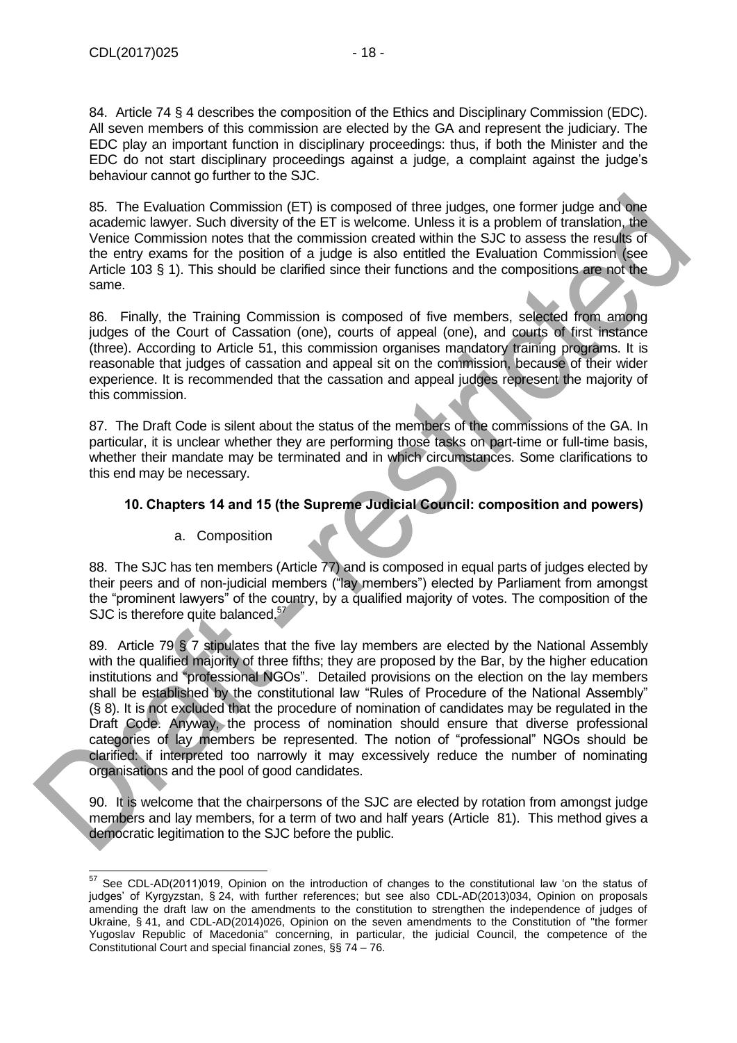84. Article 74 § 4 describes the composition of the Ethics and Disciplinary Commission (EDC). All seven members of this commission are elected by the GA and represent the judiciary. The EDC play an important function in disciplinary proceedings: thus, if both the Minister and the EDC do not start disciplinary proceedings against a judge, a complaint against the judge's behaviour cannot go further to the SJC.

85. The Evaluation Commission (ET) is composed of three judges, one former judge and one academic lawyer. Such diversity of the ET is welcome. Unless it is a problem of translation, the Venice Commission notes that the commission created within the SJC to assess the results of the entry exams for the position of a judge is also entitled the Evaluation Commission (see Article 103 § 1). This should be clarified since their functions and the compositions are not the same.

86. Finally, the Training Commission is composed of five members, selected from among judges of the Court of Cassation (one), courts of appeal (one), and courts of first instance (three). According to Article 51, this commission organises mandatory training programs. It is reasonable that judges of cassation and appeal sit on the commission, because of their wider experience. It is recommended that the cassation and appeal judges represent the majority of this commission.

87. The Draft Code is silent about the status of the members of the commissions of the GA. In particular, it is unclear whether they are performing those tasks on part-time or full-time basis, whether their mandate may be terminated and in which circumstances. Some clarifications to this end may be necessary.

### 10. Chapters 14 and 15 (the Supreme Judicial Council: composition and powers)

a. Composition

88. The SJC has ten members (Article 77) and is composed in equal parts of judges elected by their peers and of non-judicial members ("lay members") elected by Parliament from amongst the "prominent lawyers" of the country, by a qualified majority of votes. The composition of the SJC is therefore quite balanced.[57]

89. Article 79 § 7 stipulates that the five lay members are elected by the National Assembly with the qualified majority of three fifths; they are proposed by the Bar, by the higher education institutions and "professional NGOs". Detailed provisions on the election on the lay members shall be established by the constitutional law "Rules of Procedure of the National Assembly" (§ 8). It is not excluded that the procedure of nomination of candidates may be regulated in the Draft Code. Anyway, the process of nomination should ensure that diverse professional categories of lay members be represented. The notion of "professional" NGOs should be clarified: if interpreted too narrowly it may excessively reduce the number of nominating organisations and the pool of good candidates.

90. It is welcome that the chairpersons of the SJC are elected by rotation from amongst judge members and lay members, for a term of two and half years (Article 81). This method gives a democratic legitimation to the SJC before the public.

---

[57] See CDL-AD(2011)019, Opinion on the introduction of changes to the constitutional law 'on the status of judges' of Kyrgyzstan, § 24, with further references; but see also CDL-AD(2013)034, Opinion on proposals amending the draft law on the amendments to the constitution to strengthen the independence of judges of Ukraine, § 41, and CDL-AD(2014)026, Opinion on the seven amendments to the Constitution of "the former Yugoslav Republic of Macedonia" concerning, in particular, the judicial Council, the competence of the Constitutional Court and special financial zones, §§ 74 – 76.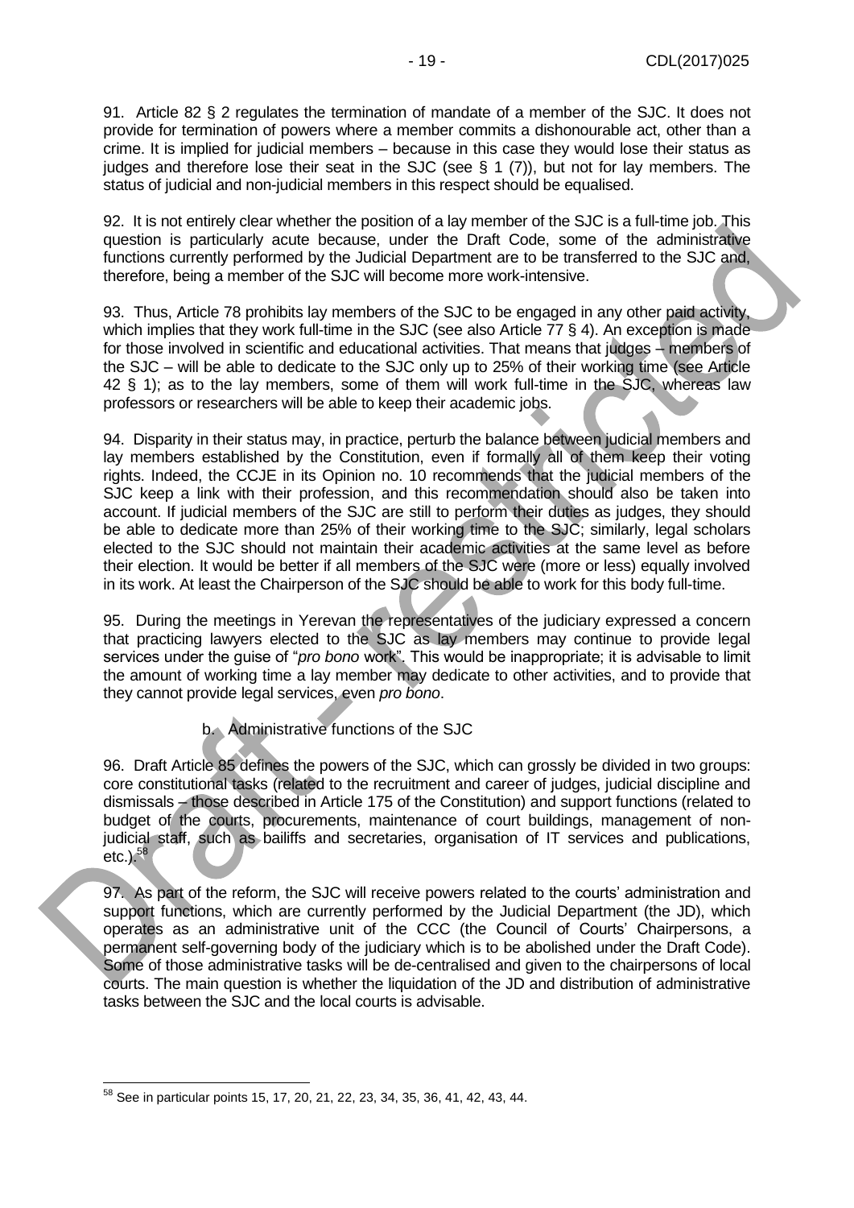91. Article 82 § 2 regulates the termination of mandate of a member of the SJC. It does not provide for termination of powers where a member commits a dishonourable act, other than a crime. It is implied for judicial members – because in this case they would lose their status as judges and therefore lose their seat in the SJC (see § 1 (7)), but not for lay members. The status of judicial and non-judicial members in this respect should be equalised.

92. It is not entirely clear whether the position of a lay member of the SJC is a full-time job. This question is particularly acute because, under the Draft Code, some of the administrative functions currently performed by the Judicial Department are to be transferred to the SJC and, therefore, being a member of the SJC will become more work-intensive.

93. Thus, Article 78 prohibits lay members of the SJC to be engaged in any other paid activity, which implies that they work full-time in the SJC (see also Article 77 § 4). An exception is made for those involved in scientific and educational activities. That means that judges – members of the SJC – will be able to dedicate to the SJC only up to 25% of their working time (see Article 42 § 1); as to the lay members, some of them will work full-time in the SJC, whereas law professors or researchers will be able to keep their academic jobs.

94. Disparity in their status may, in practice, perturb the balance between judicial members and lay members established by the Constitution, even if formally all of them keep their voting rights. Indeed, the CCJE in its Opinion no. 10 recommends that the judicial members of the SJC keep a link with their profession, and this recommendation should also be taken into account. If judicial members of the SJC are still to perform their duties as judges, they should be able to dedicate more than 25% of their working time to the SJC; similarly, legal scholars elected to the SJC should not maintain their academic activities at the same level as before their election. It would be better if all members of the SJC were (more or less) equally involved in its work. At least the Chairperson of the SJC should be able to work for this body full-time.

95. During the meetings in Yerevan the representatives of the judiciary expressed a concern that practicing lawyers elected to the SJC as lay members may continue to provide legal services under the guise of "*pro bono* work". This would be inappropriate; it is advisable to limit the amount of working time a lay member may dedicate to other activities, and to provide that they cannot provide legal services, even *pro bono*.

### b. Administrative functions of the SJC

96. Draft Article 85 defines the powers of the SJC, which can grossly be divided in two groups: core constitutional tasks (related to the recruitment and career of judges, judicial discipline and dismissals – those described in Article 175 of the Constitution) and support functions (related to budget of the courts, procurements, maintenance of court buildings, management of non-judicial staff, such as bailiffs and secretaries, organisation of IT services and publications, etc.).[58]

97. As part of the reform, the SJC will receive powers related to the courts' administration and support functions, which are currently performed by the Judicial Department (the JD), which operates as an administrative unit of the CCC (the Council of Courts' Chairpersons, a permanent self-governing body of the judiciary which is to be abolished under the Draft Code). Some of those administrative tasks will be de-centralised and given to the chairpersons of local courts. The main question is whether the liquidation of the JD and distribution of administrative tasks between the SJC and the local courts is advisable.

[58] See in particular points 15, 17, 20, 21, 22, 23, 34, 35, 36, 41, 42, 43, 44.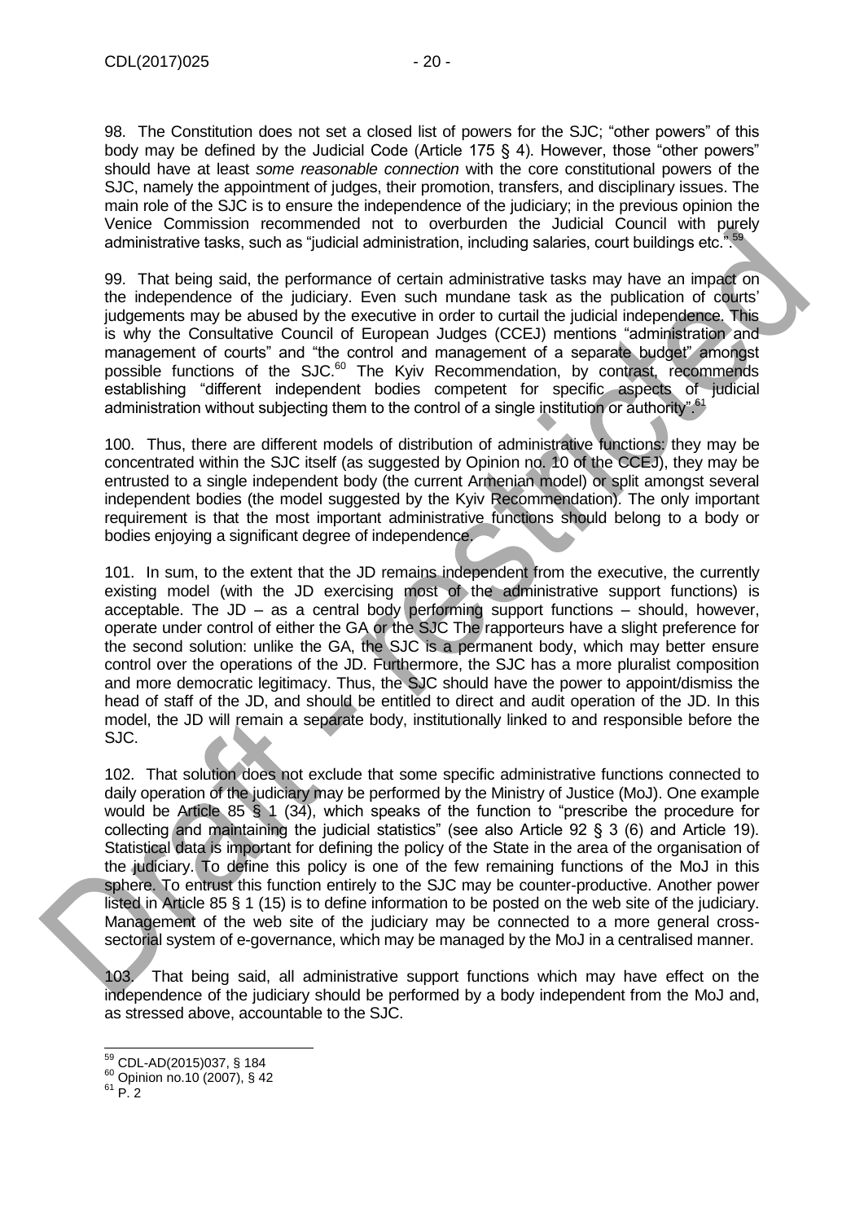98. The Constitution does not set a closed list of powers for the SJC; "other powers" of this body may be defined by the Judicial Code (Article 175 § 4). However, those "other powers" should have at least *some reasonable connection* with the core constitutional powers of the SJC, namely the appointment of judges, their promotion, transfers, and disciplinary issues. The main role of the SJC is to ensure the independence of the judiciary; in the previous opinion the Venice Commission recommended not to overburden the Judicial Council with purely administrative tasks, such as "judicial administration, including salaries, court buildings etc.".[59]

99. That being said, the performance of certain administrative tasks may have an impact on the independence of the judiciary. Even such mundane task as the publication of courts' judgements may be abused by the executive in order to curtail the judicial independence. This is why the Consultative Council of European Judges (CCEJ) mentions "administration and management of courts" and "the control and management of a separate budget" amongst possible functions of the SJC.[60] The Kyiv Recommendation, by contrast, recommends establishing "different independent bodies competent for specific aspects of judicial administration without subjecting them to the control of a single institution or authority".[61]

100. Thus, there are different models of distribution of administrative functions: they may be concentrated within the SJC itself (as suggested by Opinion no. 10 of the CCEJ), they may be entrusted to a single independent body (the current Armenian model) or split amongst several independent bodies (the model suggested by the Kyiv Recommendation). The only important requirement is that the most important administrative functions should belong to a body or bodies enjoying a significant degree of independence.

101. In sum, to the extent that the JD remains independent from the executive, the currently existing model (with the JD exercising most of the administrative support functions) is acceptable. The JD – as a central body performing support functions – should, however, operate under control of either the GA or the SJC The rapporteurs have a slight preference for the second solution: unlike the GA, the SJC is a permanent body, which may better ensure control over the operations of the JD. Furthermore, the SJC has a more pluralist composition and more democratic legitimacy. Thus, the SJC should have the power to appoint/dismiss the head of staff of the JD, and should be entitled to direct and audit operation of the JD. In this model, the JD will remain a separate body, institutionally linked to and responsible before the SJC.

102. That solution does not exclude that some specific administrative functions connected to daily operation of the judiciary may be performed by the Ministry of Justice (MoJ). One example would be Article 85 § 1 (34), which speaks of the function to "prescribe the procedure for collecting and maintaining the judicial statistics" (see also Article 92 § 3 (6) and Article 19). Statistical data is important for defining the policy of the State in the area of the organisation of the judiciary. To define this policy is one of the few remaining functions of the MoJ in this sphere. To entrust this function entirely to the SJC may be counter-productive. Another power listed in Article 85 § 1 (15) is to define information to be posted on the web site of the judiciary. Management of the web site of the judiciary may be connected to a more general cross-sectorial system of e-governance, which may be managed by the MoJ in a centralised manner.

103. That being said, all administrative support functions which may have effect on the independence of the judiciary should be performed by a body independent from the MoJ and, as stressed above, accountable to the SJC.

---

[59] CDL-AD(2015)037, § 184

[60] Opinion no.10 (2007), § 42

[61] P. 2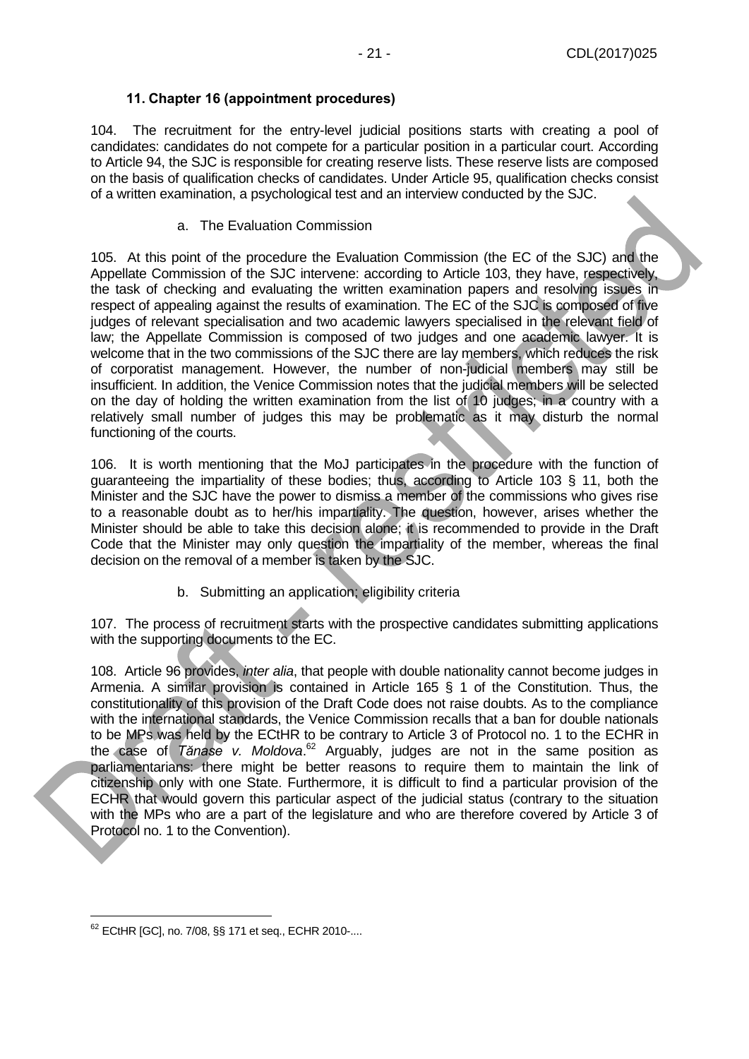### 11. Chapter 16 (appointment procedures)

104. The recruitment for the entry-level judicial positions starts with creating a pool of candidates: candidates do not compete for a particular position in a particular court. According to Article 94, the SJC is responsible for creating reserve lists. These reserve lists are composed on the basis of qualification checks of candidates. Under Article 95, qualification checks consist of a written examination, a psychological test and an interview conducted by the SJC.

a. The Evaluation Commission

105. At this point of the procedure the Evaluation Commission (the EC of the SJC) and the Appellate Commission of the SJC intervene: according to Article 103, they have, respectively, the task of checking and evaluating the written examination papers and resolving issues in respect of appealing against the results of examination. The EC of the SJC is composed of five judges of relevant specialisation and two academic lawyers specialised in the relevant field of law; the Appellate Commission is composed of two judges and one academic lawyer. It is welcome that in the two commissions of the SJC there are lay members, which reduces the risk of corporatist management. However, the number of non-judicial members may still be insufficient. In addition, the Venice Commission notes that the judicial members will be selected on the day of holding the written examination from the list of 10 judges; in a country with a relatively small number of judges this may be problematic as it may disturb the normal functioning of the courts.

106. It is worth mentioning that the MoJ participates in the procedure with the function of guaranteeing the impartiality of these bodies; thus, according to Article 103 § 11, both the Minister and the SJC have the power to dismiss a member of the commissions who gives rise to a reasonable doubt as to her/his impartiality. The question, however, arises whether the Minister should be able to take this decision alone; it is recommended to provide in the Draft Code that the Minister may only question the impartiality of the member, whereas the final decision on the removal of a member is taken by the SJC.

b. Submitting an application; eligibility criteria

107. The process of recruitment starts with the prospective candidates submitting applications with the supporting documents to the EC.

108. Article 96 provides, *inter alia*, that people with double nationality cannot become judges in Armenia. A similar provision is contained in Article 165 § 1 of the Constitution. Thus, the constitutionality of this provision of the Draft Code does not raise doubts. As to the compliance with the international standards, the Venice Commission recalls that a ban for double nationals to be MPs was held by the ECtHR to be contrary to Article 3 of Protocol no. 1 to the ECHR in the case of *Tănase v. Moldova*.[62] Arguably, judges are not in the same position as parliamentarians: there might be better reasons to require them to maintain the link of citizenship only with one State. Furthermore, it is difficult to find a particular provision of the ECHR that would govern this particular aspect of the judicial status (contrary to the situation with the MPs who are a part of the legislature and who are therefore covered by Article 3 of Protocol no. 1 to the Convention).

---

[62] ECtHR [GC], no. 7/08, §§ 171 et seq., ECHR 2010-....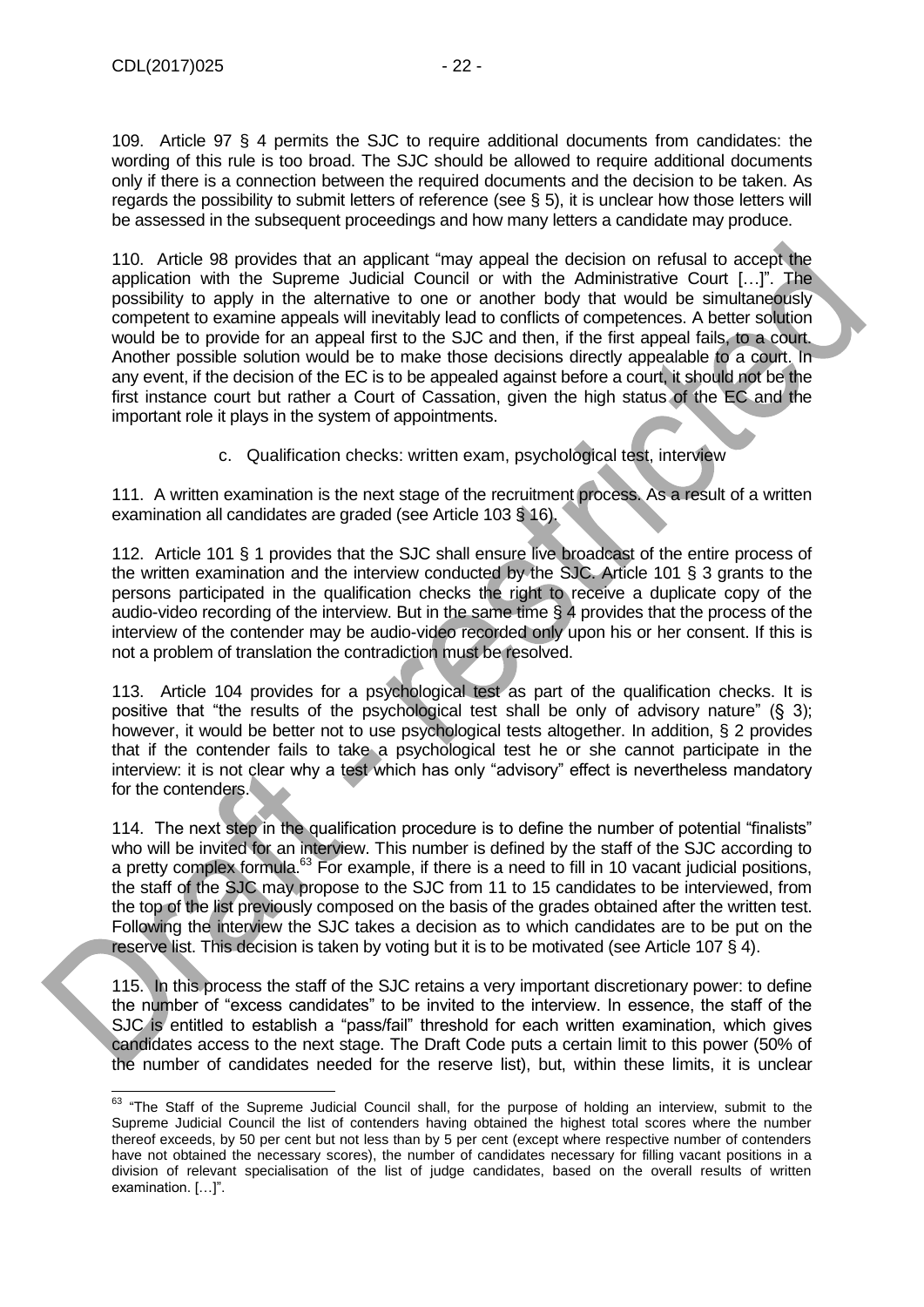109. Article 97 § 4 permits the SJC to require additional documents from candidates: the wording of this rule is too broad. The SJC should be allowed to require additional documents only if there is a connection between the required documents and the decision to be taken. As regards the possibility to submit letters of reference (see § 5), it is unclear how those letters will be assessed in the subsequent proceedings and how many letters a candidate may produce.

110. Article 98 provides that an applicant "may appeal the decision on refusal to accept the application with the Supreme Judicial Council or with the Administrative Court […]". The possibility to apply in the alternative to one or another body that would be simultaneously competent to examine appeals will inevitably lead to conflicts of competences. A better solution would be to provide for an appeal first to the SJC and then, if the first appeal fails, to a court. Another possible solution would be to make those decisions directly appealable to a court. In any event, if the decision of the EC is to be appealed against before a court, it should not be the first instance court but rather a Court of Cassation, given the high status of the EC and the important role it plays in the system of appointments.

c. Qualification checks: written exam, psychological test, interview

111. A written examination is the next stage of the recruitment process. As a result of a written examination all candidates are graded (see Article 103 § 16).

112. Article 101 § 1 provides that the SJC shall ensure live broadcast of the entire process of the written examination and the interview conducted by the SJC. Article 101 § 3 grants to the persons participated in the qualification checks the right to receive a duplicate copy of the audio-video recording of the interview. But in the same time § 4 provides that the process of the interview of the contender may be audio-video recorded only upon his or her consent. If this is not a problem of translation the contradiction must be resolved.

113. Article 104 provides for a psychological test as part of the qualification checks. It is positive that "the results of the psychological test shall be only of advisory nature" (§ 3); however, it would be better not to use psychological tests altogether. In addition, § 2 provides that if the contender fails to take a psychological test he or she cannot participate in the interview: it is not clear why a test which has only "advisory" effect is nevertheless mandatory for the contenders.

114. The next step in the qualification procedure is to define the number of potential "finalists" who will be invited for an interview. This number is defined by the staff of the SJC according to a pretty complex formula.[63] For example, if there is a need to fill in 10 vacant judicial positions, the staff of the SJC may propose to the SJC from 11 to 15 candidates to be interviewed, from the top of the list previously composed on the basis of the grades obtained after the written test. Following the interview the SJC takes a decision as to which candidates are to be put on the reserve list. This decision is taken by voting but it is to be motivated (see Article 107 § 4).

115. In this process the staff of the SJC retains a very important discretionary power: to define the number of "excess candidates" to be invited to the interview. In essence, the staff of the SJC is entitled to establish a "pass/fail" threshold for each written examination, which gives candidates access to the next stage. The Draft Code puts a certain limit to this power (50% of the number of candidates needed for the reserve list), but, within these limits, it is unclear

[63] "The Staff of the Supreme Judicial Council shall, for the purpose of holding an interview, submit to the Supreme Judicial Council the list of contenders having obtained the highest total scores where the number thereof exceeds, by 50 per cent but not less than by 5 per cent (except where respective number of contenders have not obtained the necessary scores), the number of candidates necessary for filling vacant positions in a division of relevant specialisation of the list of judge candidates, based on the overall results of written examination. […]".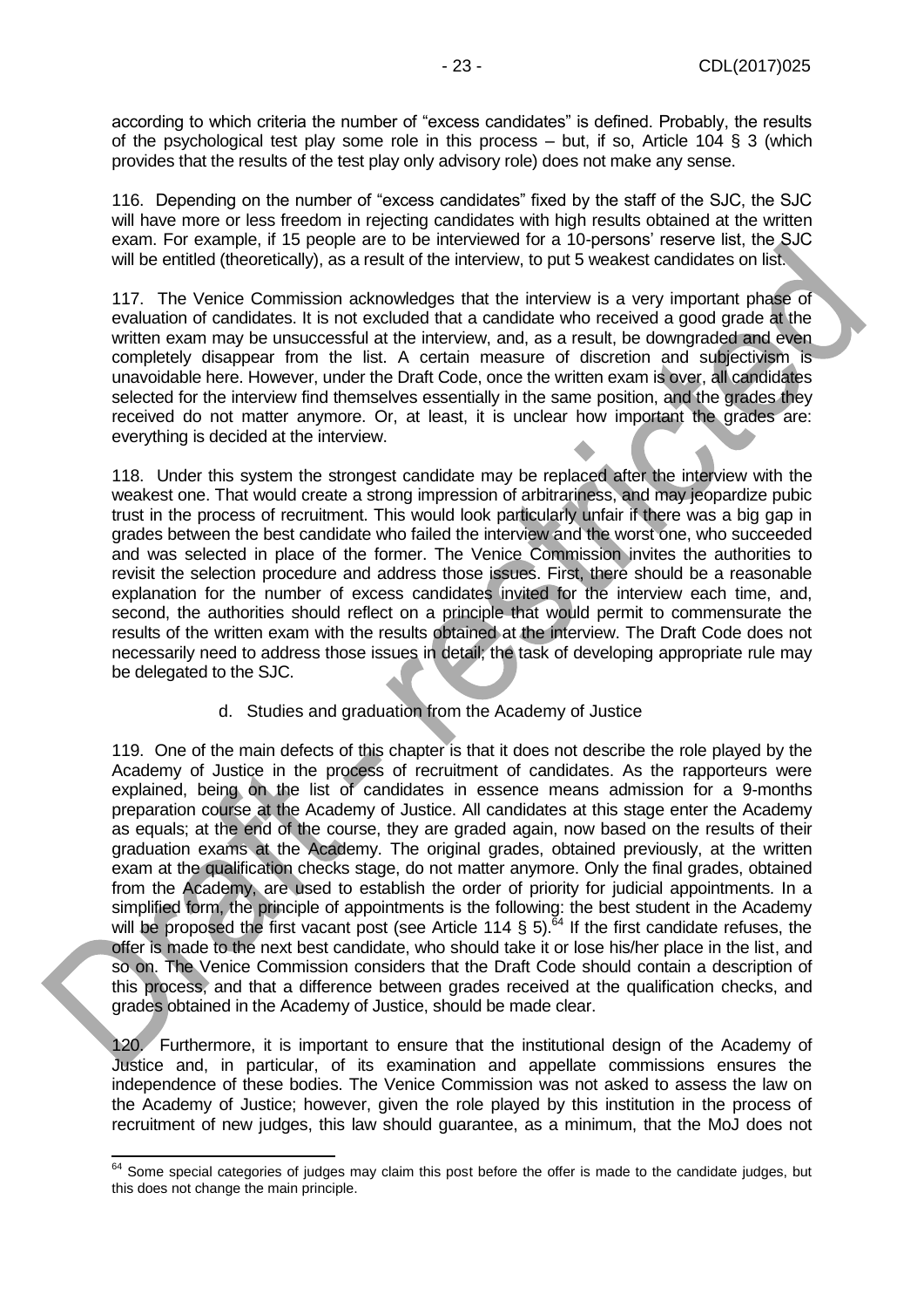according to which criteria the number of "excess candidates" is defined. Probably, the results of the psychological test play some role in this process – but, if so, Article 104 § 3 (which provides that the results of the test play only advisory role) does not make any sense.

116. Depending on the number of "excess candidates" fixed by the staff of the SJC, the SJC will have more or less freedom in rejecting candidates with high results obtained at the written exam. For example, if 15 people are to be interviewed for a 10-persons' reserve list, the SJC will be entitled (theoretically), as a result of the interview, to put 5 weakest candidates on list.

117. The Venice Commission acknowledges that the interview is a very important phase of evaluation of candidates. It is not excluded that a candidate who received a good grade at the written exam may be unsuccessful at the interview, and, as a result, be downgraded and even completely disappear from the list. A certain measure of discretion and subjectivism is unavoidable here. However, under the Draft Code, once the written exam is over, all candidates selected for the interview find themselves essentially in the same position, and the grades they received do not matter anymore. Or, at least, it is unclear how important the grades are: everything is decided at the interview.

118. Under this system the strongest candidate may be replaced after the interview with the weakest one. That would create a strong impression of arbitrariness, and may jeopardize pubic trust in the process of recruitment. This would look particularly unfair if there was a big gap in grades between the best candidate who failed the interview and the worst one, who succeeded and was selected in place of the former. The Venice Commission invites the authorities to revisit the selection procedure and address those issues. First, there should be a reasonable explanation for the number of excess candidates invited for the interview each time, and, second, the authorities should reflect on a principle that would permit to commensurate the results of the written exam with the results obtained at the interview. The Draft Code does not necessarily need to address those issues in detail; the task of developing appropriate rule may be delegated to the SJC.

### d. Studies and graduation from the Academy of Justice

119. One of the main defects of this chapter is that it does not describe the role played by the Academy of Justice in the process of recruitment of candidates. As the rapporteurs were explained, being on the list of candidates in essence means admission for a 9-months preparation course at the Academy of Justice. All candidates at this stage enter the Academy as equals; at the end of the course, they are graded again, now based on the results of their graduation exams at the Academy. The original grades, obtained previously, at the written exam at the qualification checks stage, do not matter anymore. Only the final grades, obtained from the Academy, are used to establish the order of priority for judicial appointments. In a simplified form, the principle of appointments is the following: the best student in the Academy will be proposed the first vacant post (see Article 114 § 5).[64] If the first candidate refuses, the offer is made to the next best candidate, who should take it or lose his/her place in the list, and so on. The Venice Commission considers that the Draft Code should contain a description of this process, and that a difference between grades received at the qualification checks, and grades obtained in the Academy of Justice, should be made clear.

120. Furthermore, it is important to ensure that the institutional design of the Academy of Justice and, in particular, of its examination and appellate commissions ensures the independence of these bodies. The Venice Commission was not asked to assess the law on the Academy of Justice; however, given the role played by this institution in the process of recruitment of new judges, this law should guarantee, as a minimum, that the MoJ does not

---

[64] Some special categories of judges may claim this post before the offer is made to the candidate judges, but this does not change the main principle.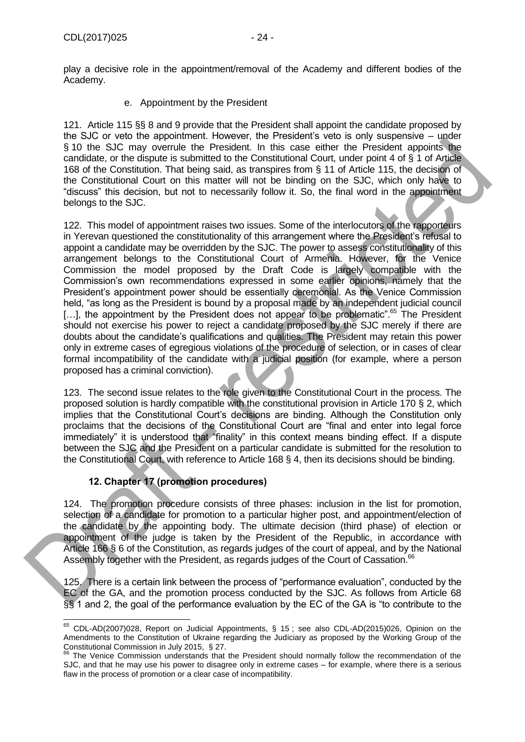play a decisive role in the appointment/removal of the Academy and different bodies of the Academy.

e. Appointment by the President

121. Article 115 §§ 8 and 9 provide that the President shall appoint the candidate proposed by the SJC or veto the appointment. However, the President's veto is only suspensive – under § 10 the SJC may overrule the President. In this case either the President appoints the candidate, or the dispute is submitted to the Constitutional Court, under point 4 of § 1 of Article 168 of the Constitution. That being said, as transpires from § 11 of Article 115, the decision of the Constitutional Court on this matter will not be binding on the SJC, which only have to "discuss" this decision, but not to necessarily follow it. So, the final word in the appointment belongs to the SJC.

122. This model of appointment raises two issues. Some of the interlocutors of the rapporteurs in Yerevan questioned the constitutionality of this arrangement where the President's refusal to appoint a candidate may be overridden by the SJC. The power to assess constitutionality of this arrangement belongs to the Constitutional Court of Armenia. However, for the Venice Commission the model proposed by the Draft Code is largely compatible with the Commission's own recommendations expressed in some earlier opinions, namely that the President's appointment power should be essentially ceremonial. As the Venice Commission held, "as long as the President is bound by a proposal made by an independent judicial council [...], the appointment by the President does not appear to be problematic".[65] The President should not exercise his power to reject a candidate proposed by the SJC merely if there are doubts about the candidate's qualifications and qualities. The President may retain this power only in extreme cases of egregious violations of the procedure of selection, or in cases of clear formal incompatibility of the candidate with a judicial position (for example, where a person proposed has a criminal conviction).

123. The second issue relates to the role given to the Constitutional Court in the process. The proposed solution is hardly compatible with the constitutional provision in Article 170 § 2, which implies that the Constitutional Court's decisions are binding. Although the Constitution only proclaims that the decisions of the Constitutional Court are "final and enter into legal force immediately" it is understood that "finality" in this context means binding effect. If a dispute between the SJC and the President on a particular candidate is submitted for the resolution to the Constitutional Court, with reference to Article 168 § 4, then its decisions should be binding.

### 12. Chapter 17 (promotion procedures)

124. The promotion procedure consists of three phases: inclusion in the list for promotion, selection of a candidate for promotion to a particular higher post, and appointment/election of the candidate by the appointing body. The ultimate decision (third phase) of election or appointment of the judge is taken by the President of the Republic, in accordance with Article 166 § 6 of the Constitution, as regards judges of the court of appeal, and by the National Assembly together with the President, as regards judges of the Court of Cassation.[66]

125. There is a certain link between the process of "performance evaluation", conducted by the EC of the GA, and the promotion process conducted by the SJC. As follows from Article 68 §§ 1 and 2, the goal of the performance evaluation by the EC of the GA is "to contribute to the

---

[65] CDL-AD(2007)028, Report on Judicial Appointments, § 15 ; see also CDL-AD(2015)026, Opinion on the Amendments to the Constitution of Ukraine regarding the Judiciary as proposed by the Working Group of the Constitutional Commission in July 2015, § 27.

[66] The Venice Commission understands that the President should normally follow the recommendation of the SJC, and that he may use his power to disagree only in extreme cases – for example, where there is a serious flaw in the process of promotion or a clear case of incompatibility.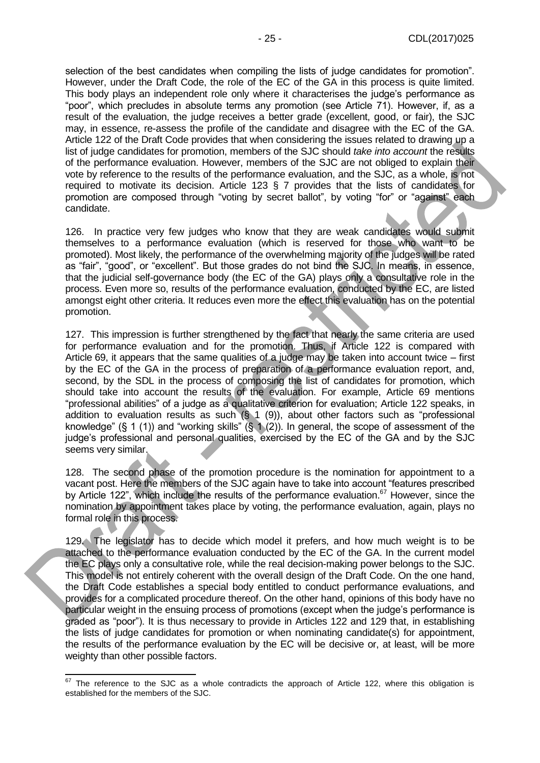selection of the best candidates when compiling the lists of judge candidates for promotion". However, under the Draft Code, the role of the EC of the GA in this process is quite limited. This body plays an independent role only where it characterises the judge's performance as "poor", which precludes in absolute terms any promotion (see Article 71). However, if, as a result of the evaluation, the judge receives a better grade (excellent, good, or fair), the SJC may, in essence, re-assess the profile of the candidate and disagree with the EC of the GA. Article 122 of the Draft Code provides that when considering the issues related to drawing up a list of judge candidates for promotion, members of the SJC should *take into account* the results of the performance evaluation. However, members of the SJC are not obliged to explain their vote by reference to the results of the performance evaluation, and the SJC, as a whole, is not required to motivate its decision. Article 123 § 7 provides that the lists of candidates for promotion are composed through "voting by secret ballot", by voting "for" or "against" each candidate.

126. In practice very few judges who know that they are weak candidates would submit themselves to a performance evaluation (which is reserved for those who want to be promoted). Most likely, the performance of the overwhelming majority of the judges will be rated as "fair", "good", or "excellent". But those grades do not bind the SJC. In means, in essence, that the judicial self-governance body (the EC of the GA) plays only a consultative role in the process. Even more so, results of the performance evaluation, conducted by the EC, are listed amongst eight other criteria. It reduces even more the effect this evaluation has on the potential promotion.

127. This impression is further strengthened by the fact that nearly the same criteria are used for performance evaluation and for the promotion. Thus, if Article 122 is compared with Article 69, it appears that the same qualities of a judge may be taken into account twice – first by the EC of the GA in the process of preparation of a performance evaluation report, and, second, by the SDL in the process of composing the list of candidates for promotion, which should take into account the results of the evaluation. For example, Article 69 mentions "professional abilities" of a judge as a qualitative criterion for evaluation; Article 122 speaks, in addition to evaluation results as such (§ 1 (9)), about other factors such as "professional knowledge" (§ 1 (1)) and "working skills" (§ 1 (2)). In general, the scope of assessment of the judge's professional and personal qualities, exercised by the EC of the GA and by the SJC seems very similar.

128. The second phase of the promotion procedure is the nomination for appointment to a vacant post. Here the members of the SJC again have to take into account "features prescribed by Article 122", which include the results of the performance evaluation.[67] However, since the nomination by appointment takes place by voting, the performance evaluation, again, plays no formal role in this process.

129. The legislator has to decide which model it prefers, and how much weight is to be attached to the performance evaluation conducted by the EC of the GA. In the current model the EC plays only a consultative role, while the real decision-making power belongs to the SJC. This model is not entirely coherent with the overall design of the Draft Code. On the one hand, the Draft Code establishes a special body entitled to conduct performance evaluations, and provides for a complicated procedure thereof. On the other hand, opinions of this body have no particular weight in the ensuing process of promotions (except when the judge's performance is graded as "poor"). It is thus necessary to provide in Articles 122 and 129 that, in establishing the lists of judge candidates for promotion or when nominating candidate(s) for appointment, the results of the performance evaluation by the EC will be decisive or, at least, will be more weighty than other possible factors.

[67] The reference to the SJC as a whole contradicts the approach of Article 122, where this obligation is established for the members of the SJC.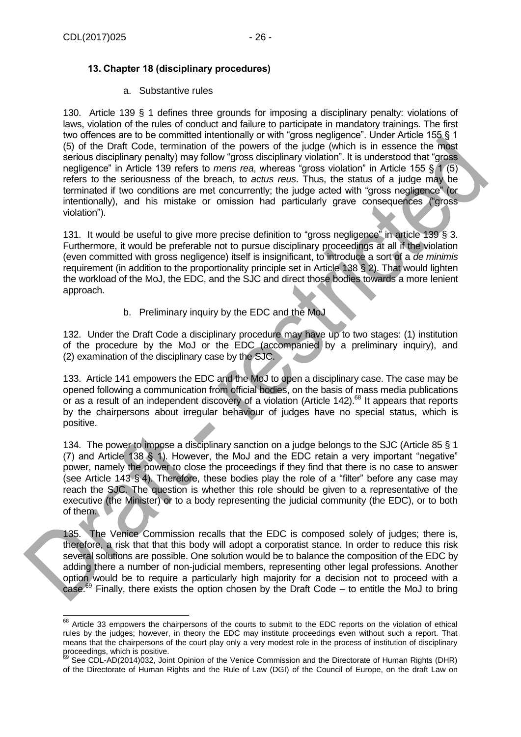### 13. Chapter 18 (disciplinary procedures)

a. Substantive rules

130. Article 139 § 1 defines three grounds for imposing a disciplinary penalty: violations of laws, violation of the rules of conduct and failure to participate in mandatory trainings. The first two offences are to be committed intentionally or with "gross negligence". Under Article 155 § 1 (5) of the Draft Code, termination of the powers of the judge (which is in essence the most serious disciplinary penalty) may follow "gross disciplinary violation". It is understood that "gross negligence" in Article 139 refers to *mens rea*, whereas "gross violation" in Article 155 § 1 (5) refers to the seriousness of the breach, to *actus reus*. Thus, the status of a judge may be terminated if two conditions are met concurrently; the judge acted with "gross negligence" (or intentionally), and his mistake or omission had particularly grave consequences ("gross violation").

131. It would be useful to give more precise definition to "gross negligence" in article 139 § 3. Furthermore, it would be preferable not to pursue disciplinary proceedings at all if the violation (even committed with gross negligence) itself is insignificant, to introduce a sort of a *de minimis* requirement (in addition to the proportionality principle set in Article 138 § 2). That would lighten the workload of the MoJ, the EDC, and the SJC and direct those bodies towards a more lenient approach.

b. Preliminary inquiry by the EDC and the MoJ

132. Under the Draft Code a disciplinary procedure may have up to two stages: (1) institution of the procedure by the MoJ or the EDC (accompanied by a preliminary inquiry), and (2) examination of the disciplinary case by the SJC.

133. Article 141 empowers the EDC and the MoJ to open a disciplinary case. The case may be opened following a communication from official bodies, on the basis of mass media publications or as a result of an independent discovery of a violation (Article 142).[68] It appears that reports by the chairpersons about irregular behaviour of judges have no special status, which is positive.

134. The power to impose a disciplinary sanction on a judge belongs to the SJC (Article 85 § 1 (7) and Article 138 § 1). However, the MoJ and the EDC retain a very important "negative" power, namely the power to close the proceedings if they find that there is no case to answer (see Article 143 § 4). Therefore, these bodies play the role of a "filter" before any case may reach the SJC. The question is whether this role should be given to a representative of the executive (the Minister) or to a body representing the judicial community (the EDC), or to both of them.

135. The Venice Commission recalls that the EDC is composed solely of judges; there is, therefore, a risk that that this body will adopt a corporatist stance. In order to reduce this risk several solutions are possible. One solution would be to balance the composition of the EDC by adding there a number of non-judicial members, representing other legal professions. Another option would be to require a particularly high majority for a decision not to proceed with a case.[69] Finally, there exists the option chosen by the Draft Code – to entitle the MoJ to bring

---

[68] Article 33 empowers the chairpersons of the courts to submit to the EDC reports on the violation of ethical rules by the judges; however, in theory the EDC may institute proceedings even without such a report. That means that the chairpersons of the court play only a very modest role in the process of institution of disciplinary proceedings, which is positive.

[69] See CDL-AD(2014)032, Joint Opinion of the Venice Commission and the Directorate of Human Rights (DHR) of the Directorate of Human Rights and the Rule of Law (DGI) of the Council of Europe, on the draft Law on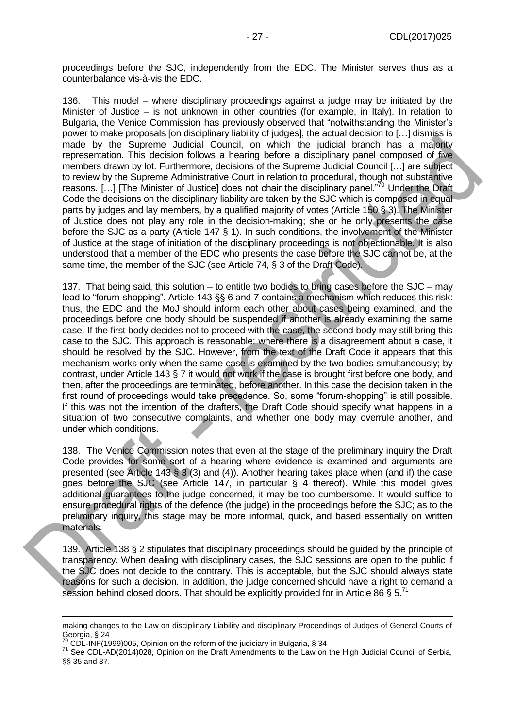proceedings before the SJC, independently from the EDC. The Minister serves thus as a counterbalance vis-à-vis the EDC.

136. This model – where disciplinary proceedings against a judge may be initiated by the Minister of Justice – is not unknown in other countries (for example, in Italy). In relation to Bulgaria, the Venice Commission has previously observed that "notwithstanding the Minister's power to make proposals [on disciplinary liability of judges], the actual decision to […] dismiss is made by the Supreme Judicial Council, on which the judicial branch has a majority representation. This decision follows a hearing before a disciplinary panel composed of five members drawn by lot. Furthermore, decisions of the Supreme Judicial Council […] are subject to review by the Supreme Administrative Court in relation to procedural, though not substantive reasons. […] [The Minister of Justice] does not chair the disciplinary panel."[70] Under the Draft Code the decisions on the disciplinary liability are taken by the SJC which is composed in equal parts by judges and lay members, by a qualified majority of votes (Article 150 § 3). The Minister of Justice does not play any role in the decision-making; she or he only presents the case before the SJC as a party (Article 147 § 1). In such conditions, the involvement of the Minister of Justice at the stage of initiation of the disciplinary proceedings is not objectionable. It is also understood that a member of the EDC who presents the case before the SJC cannot be, at the same time, the member of the SJC (see Article 74, § 3 of the Draft Code).

137. That being said, this solution – to entitle two bodies to bring cases before the SJC – may lead to "forum-shopping". Article 143 §§ 6 and 7 contains a mechanism which reduces this risk: thus, the EDC and the MoJ should inform each other about cases being examined, and the proceedings before one body should be suspended if another is already examining the same case. If the first body decides not to proceed with the case, the second body may still bring this case to the SJC. This approach is reasonable: where there is a disagreement about a case, it should be resolved by the SJC. However, from the text of the Draft Code it appears that this mechanism works only when the same case is examined by the two bodies simultaneously; by contrast, under Article 143 § 7 it would not work if the case is brought first before one body, and then, after the proceedings are terminated, before another. In this case the decision taken in the first round of proceedings would take precedence. So, some "forum-shopping" is still possible. If this was not the intention of the drafters, the Draft Code should specify what happens in a situation of two consecutive complaints, and whether one body may overrule another, and under which conditions.

138. The Venice Commission notes that even at the stage of the preliminary inquiry the Draft Code provides for some sort of a hearing where evidence is examined and arguments are presented (see Article 143 § 3 (3) and (4)). Another hearing takes place when (and if) the case goes before the SJC (see Article 147, in particular § 4 thereof). While this model gives additional guarantees to the judge concerned, it may be too cumbersome. It would suffice to ensure procedural rights of the defence (the judge) in the proceedings before the SJC; as to the preliminary inquiry, this stage may be more informal, quick, and based essentially on written materials.

139. Article 138 § 2 stipulates that disciplinary proceedings should be guided by the principle of transparency. When dealing with disciplinary cases, the SJC sessions are open to the public if the SJC does not decide to the contrary. This is acceptable, but the SJC should always state reasons for such a decision. In addition, the judge concerned should have a right to demand a session behind closed doors. That should be explicitly provided for in Article 86 § 5.[71]

---

making changes to the Law on disciplinary Liability and disciplinary Proceedings of Judges of General Courts of Georgia, § 24

[70] CDL-INF(1999)005, Opinion on the reform of the judiciary in Bulgaria, § 34

[71] See CDL-AD(2014)028, Opinion on the Draft Amendments to the Law on the High Judicial Council of Serbia, §§ 35 and 37.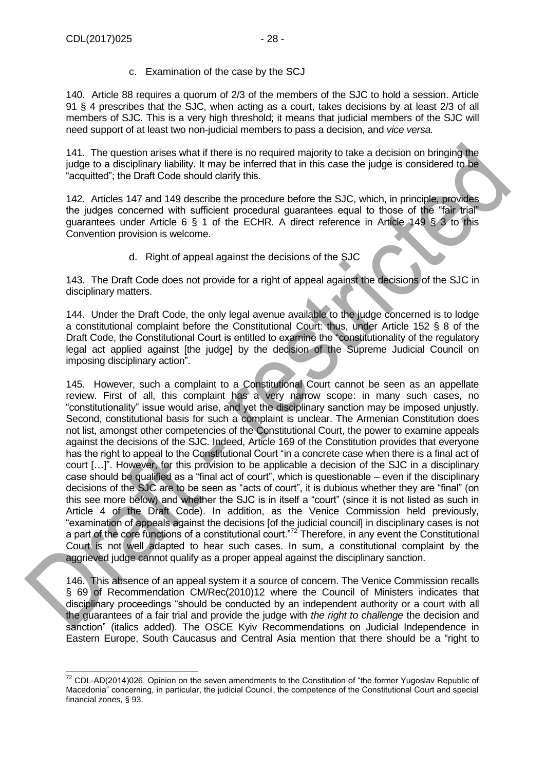c. Examination of the case by the SCJ

140. Article 88 requires a quorum of 2/3 of the members of the SJC to hold a session. Article 91 § 4 prescribes that the SJC, when acting as a court, takes decisions by at least 2/3 of all members of SJC. This is a very high threshold; it means that judicial members of the SJC will need support of at least two non-judicial members to pass a decision, and *vice versa.*

141. The question arises what if there is no required majority to take a decision on bringing the judge to a disciplinary liability. It may be inferred that in this case the judge is considered to be "acquitted"; the Draft Code should clarify this.

142. Articles 147 and 149 describe the procedure before the SJC, which, in principle, provides the judges concerned with sufficient procedural guarantees equal to those of the "fair trial" guarantees under Article 6 § 1 of the ECHR. A direct reference in Article 149 § 3 to this Convention provision is welcome.

d. Right of appeal against the decisions of the SJC

143. The Draft Code does not provide for a right of appeal against the decisions of the SJC in disciplinary matters.

144. Under the Draft Code, the only legal avenue available to the judge concerned is to lodge a constitutional complaint before the Constitutional Court: thus, under Article 152 § 8 of the Draft Code, the Constitutional Court is entitled to examine the "constitutionality of the regulatory legal act applied against [the judge] by the decision of the Supreme Judicial Council on imposing disciplinary action".

145. However, such a complaint to a Constitutional Court cannot be seen as an appellate review. First of all, this complaint has a very narrow scope: in many such cases, no "constitutionality" issue would arise, and yet the disciplinary sanction may be imposed unjustly. Second, constitutional basis for such a complaint is unclear. The Armenian Constitution does not list, amongst other competencies of the Constitutional Court, the power to examine appeals against the decisions of the SJC. Indeed, Article 169 of the Constitution provides that everyone has the right to appeal to the Constitutional Court "in a concrete case when there is a final act of court […]". However, for this provision to be applicable a decision of the SJC in a disciplinary case should be qualified as a "final act of court", which is questionable – even if the disciplinary decisions of the SJC are to be seen as "acts of court", it is dubious whether they are "final" (on this see more below) and whether the SJC is in itself a "court" (since it is not listed as such in Article 4 of the Draft Code). In addition, as the Venice Commission held previously, "examination of appeals against the decisions [of the judicial council] in disciplinary cases is not a part of the core functions of a constitutional court."[72] Therefore, in any event the Constitutional Court is not well adapted to hear such cases. In sum, a constitutional complaint by the aggrieved judge cannot qualify as a proper appeal against the disciplinary sanction.

146. This absence of an appeal system it a source of concern. The Venice Commission recalls § 69 of Recommendation CM/Rec(2010)12 where the Council of Ministers indicates that disciplinary proceedings "should be conducted by an independent authority or a court with all the guarantees of a fair trial and provide the judge with *the right to challenge* the decision and sanction" (italics added). The OSCE Kyiv Recommendations on Judicial Independence in Eastern Europe, South Caucasus and Central Asia mention that there should be a "right to

---

[72] CDL-AD(2014)026, Opinion on the seven amendments to the Constitution of "the former Yugoslav Republic of Macedonia" concerning, in particular, the judicial Council, the competence of the Constitutional Court and special financial zones, § 93.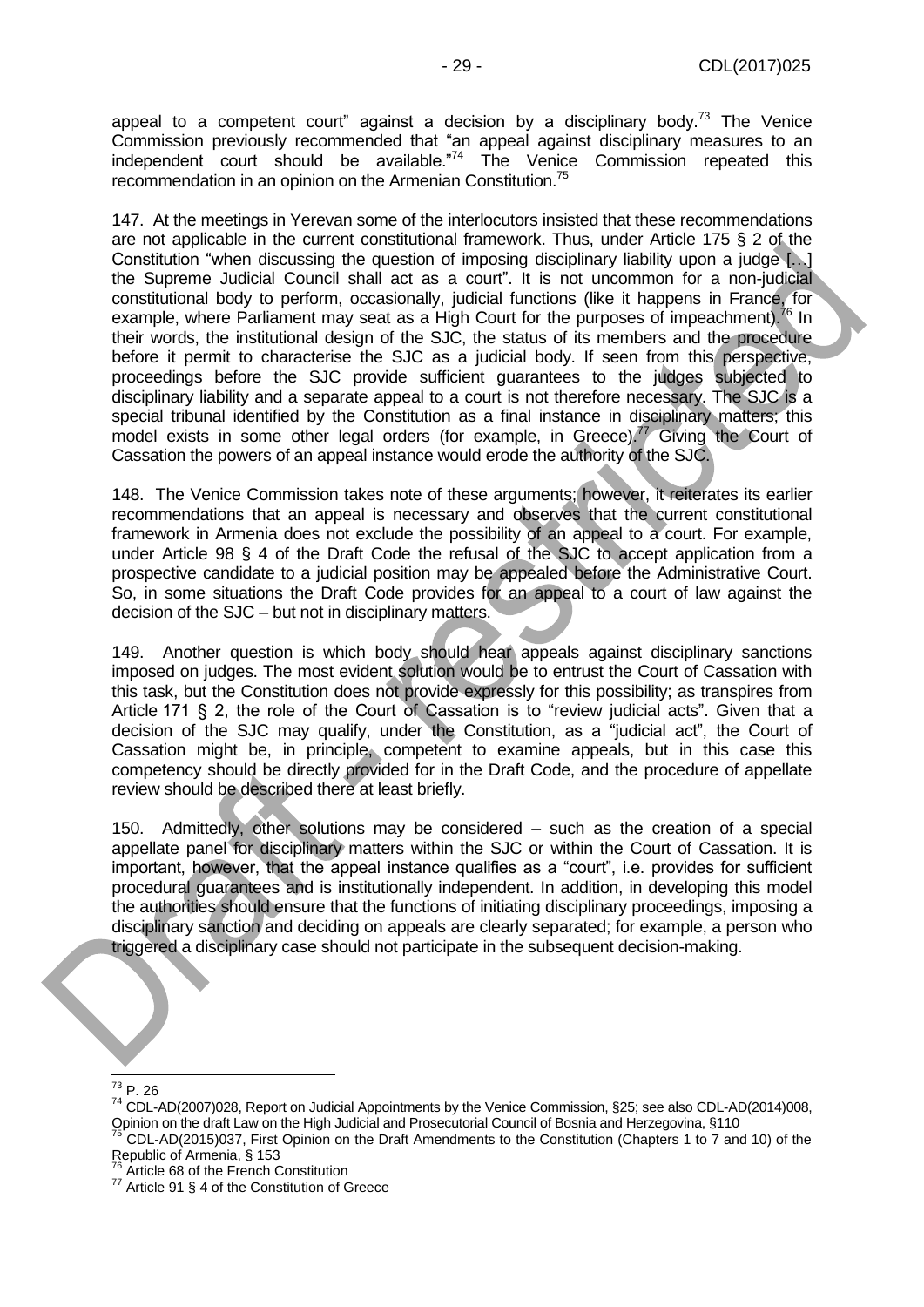appeal to a competent court" against a decision by a disciplinary body.[73] The Venice Commission previously recommended that "an appeal against disciplinary measures to an independent court should be available."[74] The Venice Commission repeated this recommendation in an opinion on the Armenian Constitution.[75]

147. At the meetings in Yerevan some of the interlocutors insisted that these recommendations are not applicable in the current constitutional framework. Thus, under Article 175 § 2 of the Constitution "when discussing the question of imposing disciplinary liability upon a judge […] the Supreme Judicial Council shall act as a court". It is not uncommon for a non-judicial constitutional body to perform, occasionally, judicial functions (like it happens in France, for example, where Parliament may seat as a High Court for the purposes of impeachment).[76] In their words, the institutional design of the SJC, the status of its members and the procedure before it permit to characterise the SJC as a judicial body. If seen from this perspective, proceedings before the SJC provide sufficient guarantees to the judges subjected to disciplinary liability and a separate appeal to a court is not therefore necessary. The SJC is a special tribunal identified by the Constitution as a final instance in disciplinary matters; this model exists in some other legal orders (for example, in Greece).[77] Giving the Court of Cassation the powers of an appeal instance would erode the authority of the SJC.

148. The Venice Commission takes note of these arguments; however, it reiterates its earlier recommendations that an appeal is necessary and observes that the current constitutional framework in Armenia does not exclude the possibility of an appeal to a court. For example, under Article 98 § 4 of the Draft Code the refusal of the SJC to accept application from a prospective candidate to a judicial position may be appealed before the Administrative Court. So, in some situations the Draft Code provides for an appeal to a court of law against the decision of the SJC – but not in disciplinary matters.

149. Another question is which body should hear appeals against disciplinary sanctions imposed on judges. The most evident solution would be to entrust the Court of Cassation with this task, but the Constitution does not provide expressly for this possibility; as transpires from Article 171 § 2, the role of the Court of Cassation is to "review judicial acts". Given that a decision of the SJC may qualify, under the Constitution, as a "judicial act", the Court of Cassation might be, in principle, competent to examine appeals, but in this case this competency should be directly provided for in the Draft Code, and the procedure of appellate review should be described there at least briefly.

150. Admittedly, other solutions may be considered – such as the creation of a special appellate panel for disciplinary matters within the SJC or within the Court of Cassation. It is important, however, that the appeal instance qualifies as a "court", i.e. provides for sufficient procedural guarantees and is institutionally independent. In addition, in developing this model the authorities should ensure that the functions of initiating disciplinary proceedings, imposing a disciplinary sanction and deciding on appeals are clearly separated; for example, a person who triggered a disciplinary case should not participate in the subsequent decision-making.

---

[73] P. 26

[74] CDL-AD(2007)028, Report on Judicial Appointments by the Venice Commission, §25; see also CDL-AD(2014)008, Opinion on the draft Law on the High Judicial and Prosecutorial Council of Bosnia and Herzegovina, §110

[75] CDL-AD(2015)037, First Opinion on the Draft Amendments to the Constitution (Chapters 1 to 7 and 10) of the Republic of Armenia, § 153

[76] Article 68 of the French Constitution

[77] Article 91 § 4 of the Constitution of Greece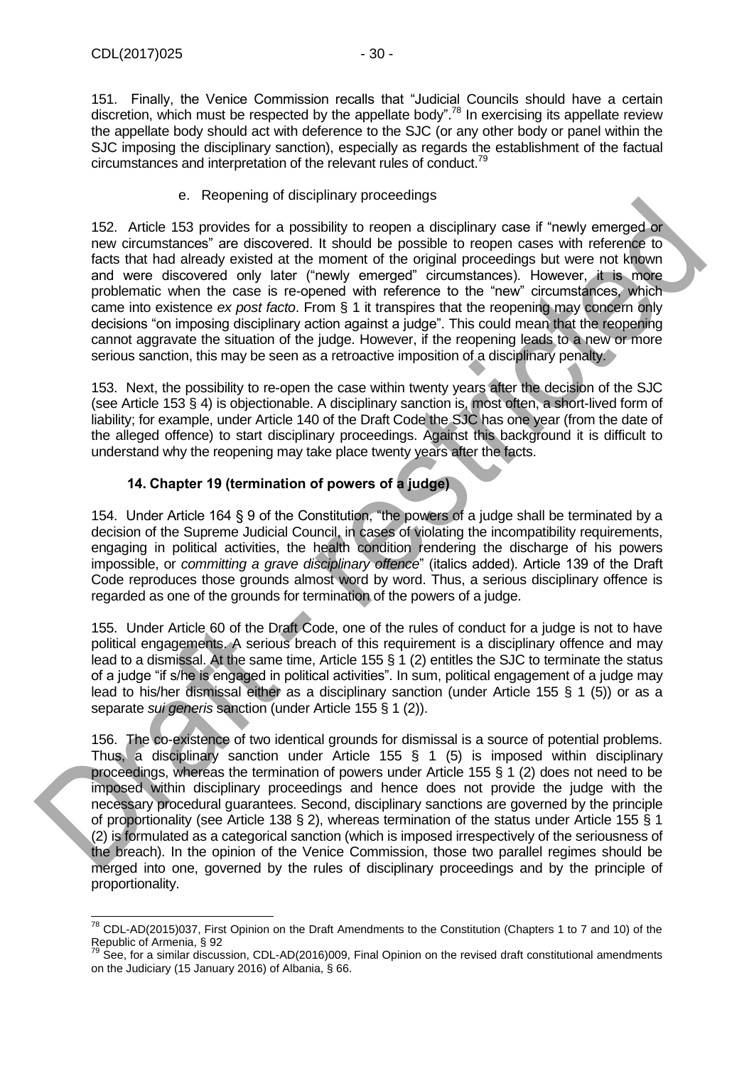151. Finally, the Venice Commission recalls that "Judicial Councils should have a certain discretion, which must be respected by the appellate body".[78] In exercising its appellate review the appellate body should act with deference to the SJC (or any other body or panel within the SJC imposing the disciplinary sanction), especially as regards the establishment of the factual circumstances and interpretation of the relevant rules of conduct.[79]

#### e. Reopening of disciplinary proceedings

152. Article 153 provides for a possibility to reopen a disciplinary case if "newly emerged or new circumstances" are discovered. It should be possible to reopen cases with reference to facts that had already existed at the moment of the original proceedings but were not known and were discovered only later ("newly emerged" circumstances). However, it is more problematic when the case is re-opened with reference to the "new" circumstances, which came into existence *ex post facto*. From § 1 it transpires that the reopening may concern only decisions "on imposing disciplinary action against a judge". This could mean that the reopening cannot aggravate the situation of the judge. However, if the reopening leads to a new or more serious sanction, this may be seen as a retroactive imposition of a disciplinary penalty.

153. Next, the possibility to re-open the case within twenty years after the decision of the SJC (see Article 153 § 4) is objectionable. A disciplinary sanction is, most often, a short-lived form of liability; for example, under Article 140 of the Draft Code the SJC has one year (from the date of the alleged offence) to start disciplinary proceedings. Against this background it is difficult to understand why the reopening may take place twenty years after the facts.

### 14. Chapter 19 (termination of powers of a judge)

154. Under Article 164 § 9 of the Constitution, "the powers of a judge shall be terminated by a decision of the Supreme Judicial Council, in cases of violating the incompatibility requirements, engaging in political activities, the health condition rendering the discharge of his powers impossible, or *committing a grave disciplinary offence*" (italics added). Article 139 of the Draft Code reproduces those grounds almost word by word. Thus, a serious disciplinary offence is regarded as one of the grounds for termination of the powers of a judge.

155. Under Article 60 of the Draft Code, one of the rules of conduct for a judge is not to have political engagements. A serious breach of this requirement is a disciplinary offence and may lead to a dismissal. At the same time, Article 155 § 1 (2) entitles the SJC to terminate the status of a judge "if s/he is engaged in political activities". In sum, political engagement of a judge may lead to his/her dismissal either as a disciplinary sanction (under Article 155 § 1 (5)) or as a separate *sui generis* sanction (under Article 155 § 1 (2)).

156. The co-existence of two identical grounds for dismissal is a source of potential problems. Thus, a disciplinary sanction under Article 155 § 1 (5) is imposed within disciplinary proceedings, whereas the termination of powers under Article 155 § 1 (2) does not need to be imposed within disciplinary proceedings and hence does not provide the judge with the necessary procedural guarantees. Second, disciplinary sanctions are governed by the principle of proportionality (see Article 138 § 2), whereas termination of the status under Article 155 § 1 (2) is formulated as a categorical sanction (which is imposed irrespectively of the seriousness of the breach). In the opinion of the Venice Commission, those two parallel regimes should be merged into one, governed by the rules of disciplinary proceedings and by the principle of proportionality.

---

[78] CDL-AD(2015)037, First Opinion on the Draft Amendments to the Constitution (Chapters 1 to 7 and 10) of the Republic of Armenia, § 92

[79] See, for a similar discussion, CDL-AD(2016)009, Final Opinion on the revised draft constitutional amendments on the Judiciary (15 January 2016) of Albania, § 66.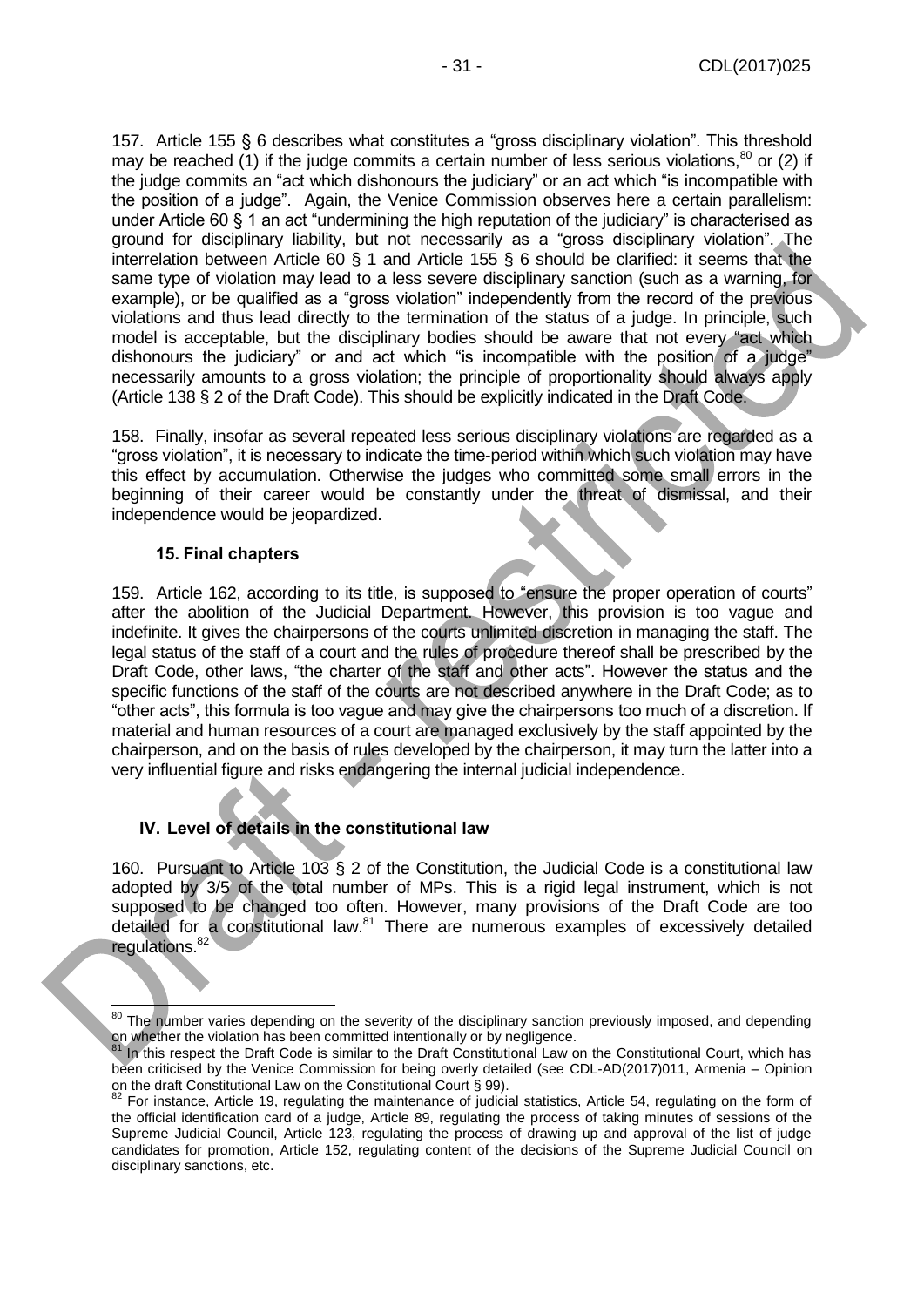157. Article 155 § 6 describes what constitutes a "gross disciplinary violation". This threshold may be reached (1) if the judge commits a certain number of less serious violations,[80] or (2) if the judge commits an "act which dishonours the judiciary" or an act which "is incompatible with the position of a judge". Again, the Venice Commission observes here a certain parallelism: under Article 60 § 1 an act "undermining the high reputation of the judiciary" is characterised as ground for disciplinary liability, but not necessarily as a "gross disciplinary violation". The interrelation between Article 60 § 1 and Article 155 § 6 should be clarified: it seems that the same type of violation may lead to a less severe disciplinary sanction (such as a warning, for example), or be qualified as a "gross violation" independently from the record of the previous violations and thus lead directly to the termination of the status of a judge. In principle, such model is acceptable, but the disciplinary bodies should be aware that not every "act which dishonours the judiciary" or and act which "is incompatible with the position of a judge" necessarily amounts to a gross violation; the principle of proportionality should always apply (Article 138 § 2 of the Draft Code). This should be explicitly indicated in the Draft Code.

158. Finally, insofar as several repeated less serious disciplinary violations are regarded as a "gross violation", it is necessary to indicate the time-period within which such violation may have this effect by accumulation. Otherwise the judges who committed some small errors in the beginning of their career would be constantly under the threat of dismissal, and their independence would be jeopardized.

### 15. Final chapters

159. Article 162, according to its title, is supposed to "ensure the proper operation of courts" after the abolition of the Judicial Department. However, this provision is too vague and indefinite. It gives the chairpersons of the courts unlimited discretion in managing the staff. The legal status of the staff of a court and the rules of procedure thereof shall be prescribed by the Draft Code, other laws, "the charter of the staff and other acts". However the status and the specific functions of the staff of the courts are not described anywhere in the Draft Code; as to "other acts", this formula is too vague and may give the chairpersons too much of a discretion. If material and human resources of a court are managed exclusively by the staff appointed by the chairperson, and on the basis of rules developed by the chairperson, it may turn the latter into a very influential figure and risks endangering the internal judicial independence.

## IV. Level of details in the constitutional law

160. Pursuant to Article 103 § 2 of the Constitution, the Judicial Code is a constitutional law adopted by 3/5 of the total number of MPs. This is a rigid legal instrument, which is not supposed to be changed too often. However, many provisions of the Draft Code are too detailed for a constitutional law.[81] There are numerous examples of excessively detailed regulations.[82]

---

[80] The number varies depending on the severity of the disciplinary sanction previously imposed, and depending on whether the violation has been committed intentionally or by negligence.

[81] In this respect the Draft Code is similar to the Draft Constitutional Law on the Constitutional Court, which has been criticised by the Venice Commission for being overly detailed (see CDL-AD(2017)011, Armenia – Opinion on the draft Constitutional Law on the Constitutional Court § 99).

[82] For instance, Article 19, regulating the maintenance of judicial statistics, Article 54, regulating on the form of the official identification card of a judge, Article 89, regulating the process of taking minutes of sessions of the Supreme Judicial Council, Article 123, regulating the process of drawing up and approval of the list of judge candidates for promotion, Article 152, regulating content of the decisions of the Supreme Judicial Council on disciplinary sanctions, etc.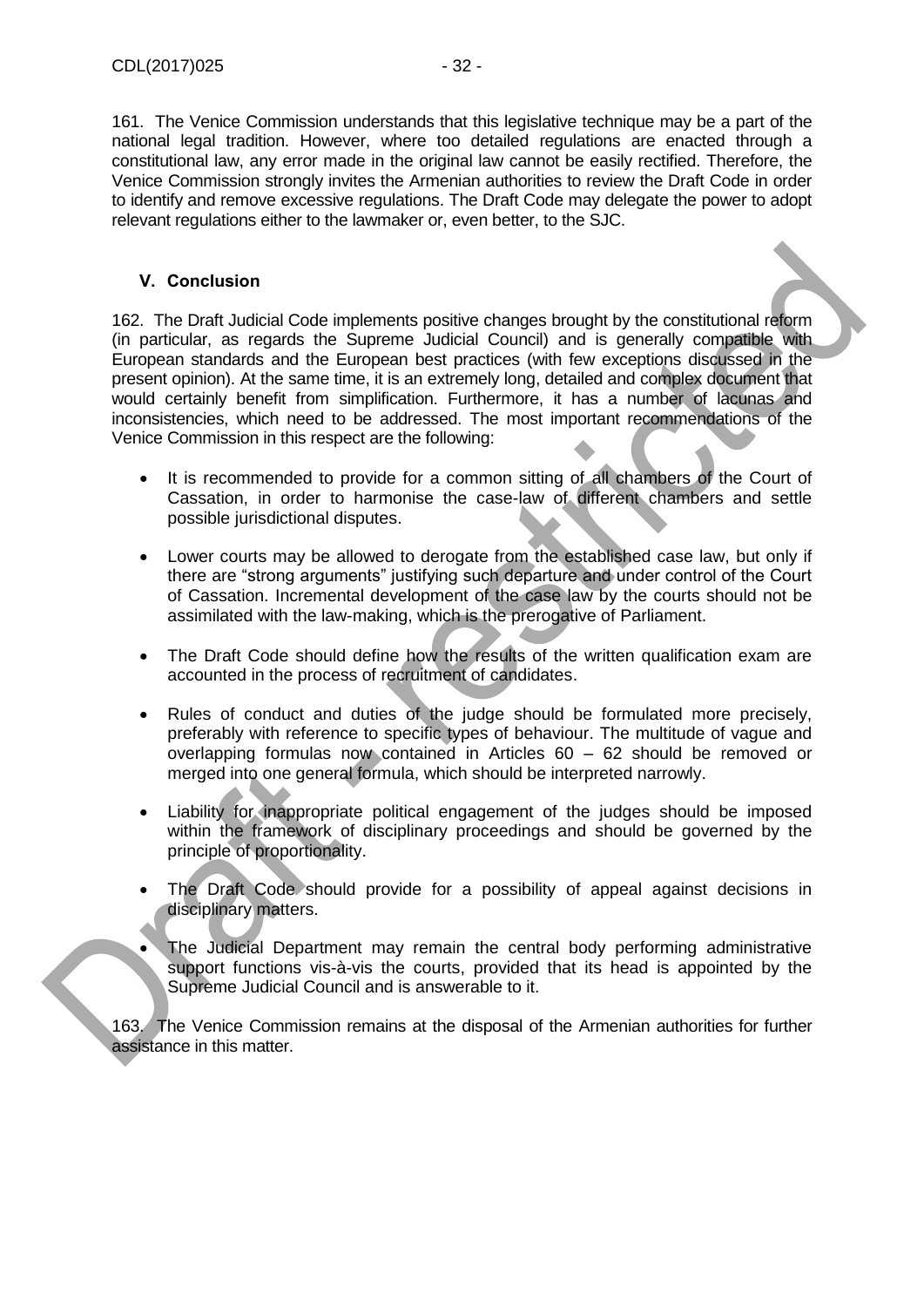161. The Venice Commission understands that this legislative technique may be a part of the national legal tradition. However, where too detailed regulations are enacted through a constitutional law, any error made in the original law cannot be easily rectified. Therefore, the Venice Commission strongly invites the Armenian authorities to review the Draft Code in order to identify and remove excessive regulations. The Draft Code may delegate the power to adopt relevant regulations either to the lawmaker or, even better, to the SJC.

## V. Conclusion

162. The Draft Judicial Code implements positive changes brought by the constitutional reform (in particular, as regards the Supreme Judicial Council) and is generally compatible with European standards and the European best practices (with few exceptions discussed in the present opinion). At the same time, it is an extremely long, detailed and complex document that would certainly benefit from simplification. Furthermore, it has a number of lacunas and inconsistencies, which need to be addressed. The most important recommendations of the Venice Commission in this respect are the following:

- It is recommended to provide for a common sitting of all chambers of the Court of Cassation, in order to harmonise the case-law of different chambers and settle possible jurisdictional disputes.

- Lower courts may be allowed to derogate from the established case law, but only if there are "strong arguments" justifying such departure and under control of the Court of Cassation. Incremental development of the case law by the courts should not be assimilated with the law-making, which is the prerogative of Parliament.

- The Draft Code should define how the results of the written qualification exam are accounted in the process of recruitment of candidates.

- Rules of conduct and duties of the judge should be formulated more precisely, preferably with reference to specific types of behaviour. The multitude of vague and overlapping formulas now contained in Articles 60 – 62 should be removed or merged into one general formula, which should be interpreted narrowly.

- Liability for inappropriate political engagement of the judges should be imposed within the framework of disciplinary proceedings and should be governed by the principle of proportionality.

- The Draft Code should provide for a possibility of appeal against decisions in disciplinary matters.

- The Judicial Department may remain the central body performing administrative support functions vis-à-vis the courts, provided that its head is appointed by the Supreme Judicial Council and is answerable to it.

163. The Venice Commission remains at the disposal of the Armenian authorities for further assistance in this matter.